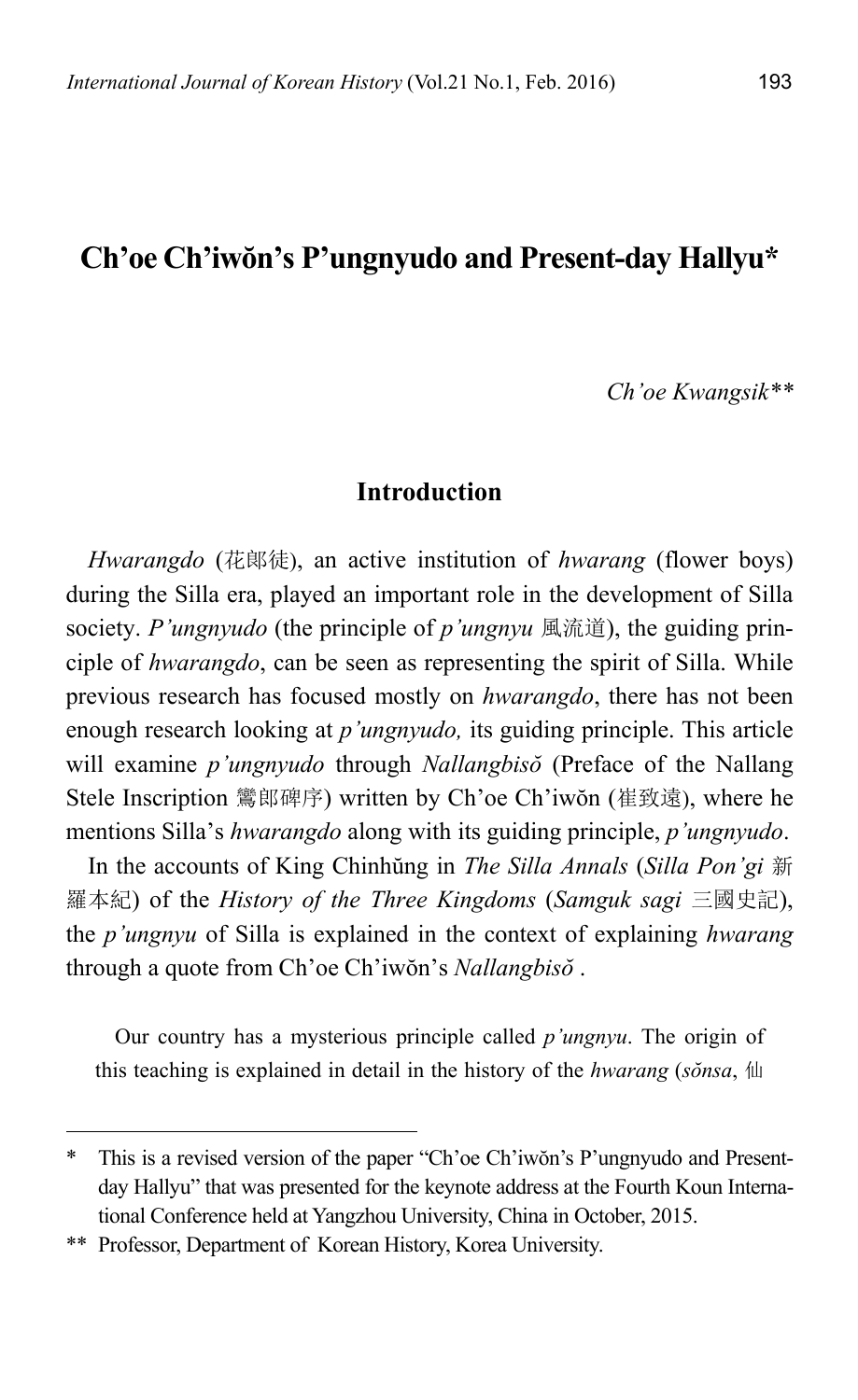# Ch'oe Ch'iwŏn's P'ungnyudo and Present-day Hallyu*

*Ch'oe Kwangsik***

## Introduction

*Hwarangdo* (花郎徒), an active institution of *hwarang* (flower boys) during the Silla era, played an important role in the development of Silla society. *P'ungnyudo* (the principle of *p'ungnyu* 風流道), the guiding principle of *hwarangdo*, can be seen as representing the spirit of Silla. While previous research has focused mostly on *hwarangdo*, there has not been enough research looking at *p'ungnyudo,* its guiding principle. This article will examine *p'ungnyudo* through *Nallangbisŏ* (Preface of the Nallang Stele Inscription 鸞郎碑序) written by Ch'oe Ch'iwŏn (崔致遠), where he mentions Silla's *hwarangdo* along with its guiding principle, *p'ungnyudo*.

In the accounts of King Chinhŭng in *The Silla Annals* (*Silla Pon'gi* 新羅本紀) of the *History of the Three Kingdoms* (*Samguk sagi* 三國史記), the *p'ungnyu* of Silla is explained in the context of explaining *hwarang* through a quote from Ch'oe Ch'iwŏn's *Nallangbisŏ* .

> Our country has a mysterious principle called *p'ungnyu*. The origin of this teaching is explained in detail in the history of the *hwarang* (*sŏnsa*, 仙

---

\* This is a revised version of the paper "Ch'oe Ch'iwŏn's P'ungnyudo and Present-day Hallyu" that was presented for the keynote address at the Fourth Koun International Conference held at Yangzhou University, China in October, 2015.

\*\* Professor, Department of Korean History, Korea University.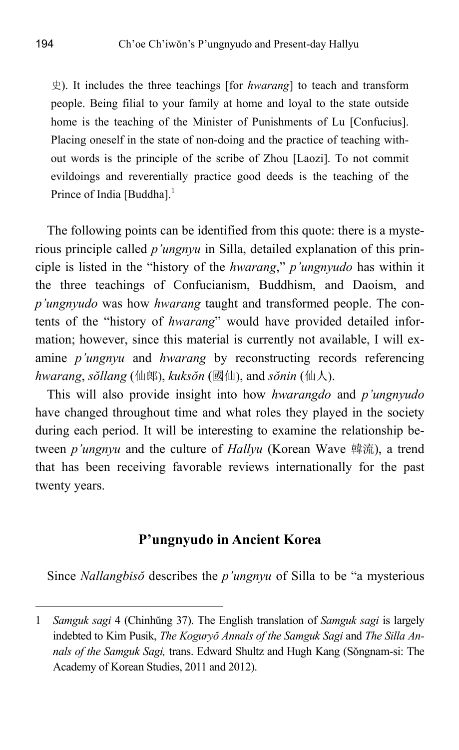史). It includes the three teachings [for *hwarang*] to teach and transform people. Being filial to your family at home and loyal to the state outside home is the teaching of the Minister of Punishments of Lu [Confucius]. Placing oneself in the state of non-doing and the practice of teaching without words is the principle of the scribe of Zhou [Laozi]. To not commit evildoings and reverentially practice good deeds is the teaching of the Prince of India [Buddha].[1]

The following points can be identified from this quote: there is a mysterious principle called *p'ungnyu* in Silla, detailed explanation of this principle is listed in the "history of the *hwarang*," *p'ungnyudo* has within it the three teachings of Confucianism, Buddhism, and Daoism, and *p'ungnyudo* was how *hwarang* taught and transformed people. The contents of the "history of *hwarang*" would have provided detailed information; however, since this material is currently not available, I will examine *p'ungnyu* and *hwarang* by reconstructing records referencing *hwarang*, *sŏllang* (仙郎), *kuksŏn* (國仙), and *sŏnin* (仙人).

This will also provide insight into how *hwarangdo* and *p'ungnyudo* have changed throughout time and what roles they played in the society during each period. It will be interesting to examine the relationship between *p'ungnyu* and the culture of *Hallyu* (Korean Wave 韓流), a trend that has been receiving favorable reviews internationally for the past twenty years.

## P'ungnyudo in Ancient Korea

Since *Nallangbisŏ* describes the *p'ungnyu* of Silla to be "a mysterious

---

1 *Samguk sagi* 4 (Chinhŭng 37). The English translation of *Samguk sagi* is largely indebted to Kim Pusik, *The Koguryŏ Annals of the Samguk Sagi* and *The Silla Annals of the Samguk Sagi,* trans. Edward Shultz and Hugh Kang (Sŏngnam-si: The Academy of Korean Studies, 2011 and 2012).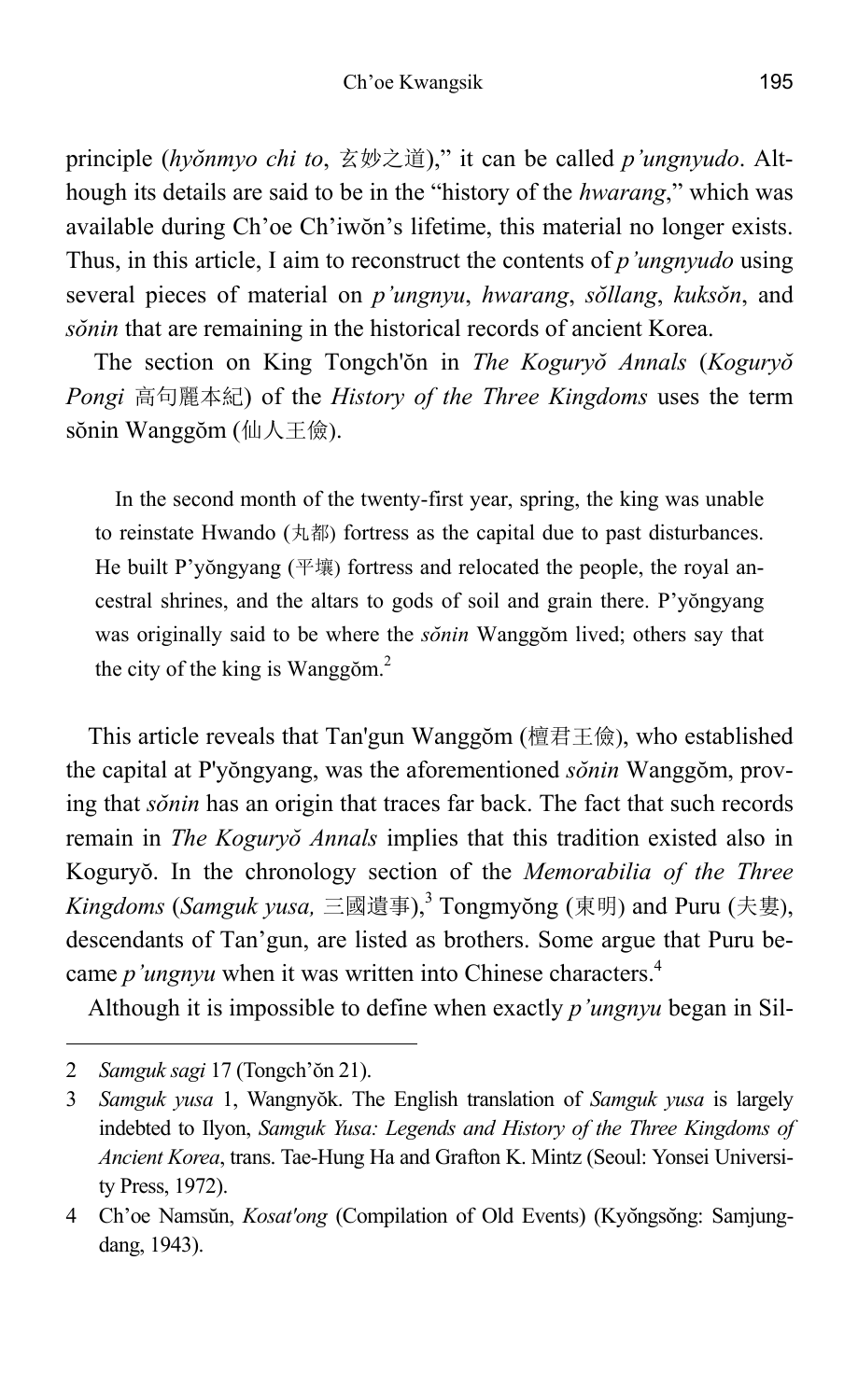principle (*hyŏnmyo chi to*, 玄妙之道)," it can be called *p'ungnyudo*. Although its details are said to be in the "history of the *hwarang*," which was available during Ch'oe Ch'iwŏn's lifetime, this material no longer exists. Thus, in this article, I aim to reconstruct the contents of *p'ungnyudo* using several pieces of material on *p'ungnyu*, *hwarang*, *sŏllang*, *kuksŏn*, and *sŏnin* that are remaining in the historical records of ancient Korea.

The section on King Tongch'ŏn in *The Koguryŏ Annals* (*Koguryŏ Pongi* 高句麗本紀) of the *History of the Three Kingdoms* uses the term sŏnin Wanggŏm (仙人王儉).

> In the second month of the twenty-first year, spring, the king was unable to reinstate Hwando (丸都) fortress as the capital due to past disturbances. He built P'yŏngyang (平壤) fortress and relocated the people, the royal ancestral shrines, and the altars to gods of soil and grain there. P'yŏngyang was originally said to be where the *sŏnin* Wanggŏm lived; others say that the city of the king is Wanggŏm.[2]

This article reveals that Tan'gun Wanggŏm (檀君王儉), who established the capital at P'yŏngyang, was the aforementioned *sŏnin* Wanggŏm, proving that *sŏnin* has an origin that traces far back. The fact that such records remain in *The Koguryŏ Annals* implies that this tradition existed also in Koguryŏ. In the chronology section of the *Memorabilia of the Three Kingdoms* (*Samguk yusa,* 三國遺事),[3] Tongmyŏng (東明) and Puru (夫婁), descendants of Tan'gun, are listed as brothers. Some argue that Puru became *p'ungnyu* when it was written into Chinese characters.[4]

Although it is impossible to define when exactly *p'ungnyu* began in Sil-

---

2 *Samguk sagi* 17 (Tongch'ŏn 21).

3 *Samguk yusa* 1, Wangnyŏk. The English translation of *Samguk yusa* is largely indebted to Ilyon, *Samguk Yusa: Legends and History of the Three Kingdoms of Ancient Korea*, trans. Tae-Hung Ha and Grafton K. Mintz (Seoul: Yonsei University Press, 1972).

4 Ch'oe Namsŭn, *Kosat'ong* (Compilation of Old Events) (Kyŏngsŏng: Samjungdang, 1943).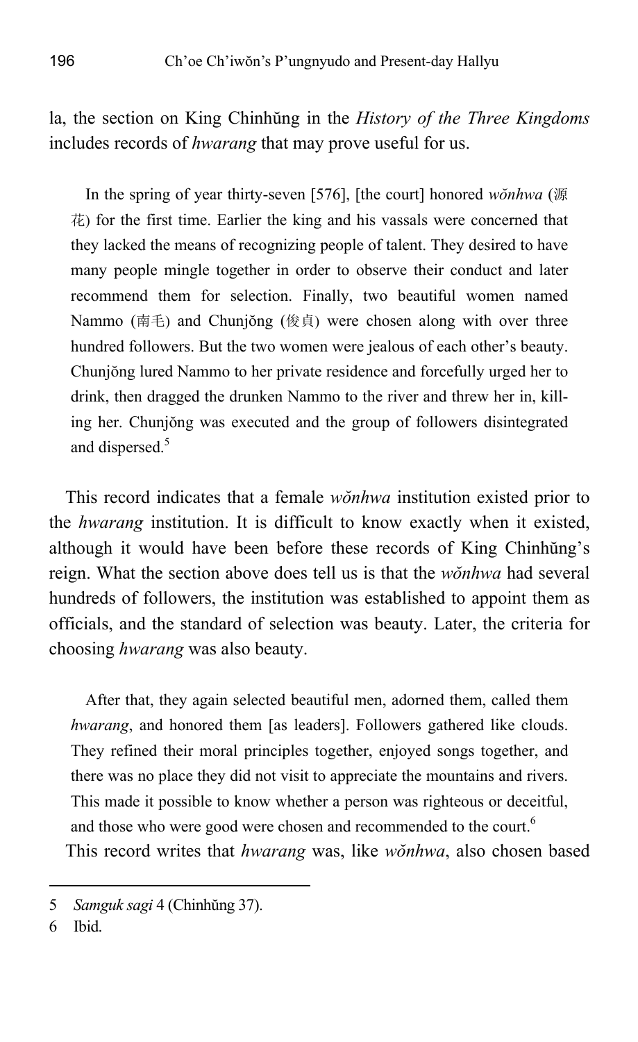la, the section on King Chinhŭng in the *History of the Three Kingdoms* includes records of *hwarang* that may prove useful for us.

> In the spring of year thirty-seven [576], [the court] honored *wŏnhwa* (源花) for the first time. Earlier the king and his vassals were concerned that they lacked the means of recognizing people of talent. They desired to have many people mingle together in order to observe their conduct and later recommend them for selection. Finally, two beautiful women named Nammo (南毛) and Chunjŏng (俊貞) were chosen along with over three hundred followers. But the two women were jealous of each other's beauty. Chunjŏng lured Nammo to her private residence and forcefully urged her to drink, then dragged the drunken Nammo to the river and threw her in, killing her. Chunjŏng was executed and the group of followers disintegrated and dispersed.[5]

This record indicates that a female *wŏnhwa* institution existed prior to the *hwarang* institution. It is difficult to know exactly when it existed, although it would have been before these records of King Chinhŭng's reign. What the section above does tell us is that the *wŏnhwa* had several hundreds of followers, the institution was established to appoint them as officials, and the standard of selection was beauty. Later, the criteria for choosing *hwarang* was also beauty.

> After that, they again selected beautiful men, adorned them, called them *hwarang*, and honored them [as leaders]. Followers gathered like clouds. They refined their moral principles together, enjoyed songs together, and there was no place they did not visit to appreciate the mountains and rivers. This made it possible to know whether a person was righteous or deceitful, and those who were good were chosen and recommended to the court.[6]

This record writes that *hwarang* was, like *wŏnhwa*, also chosen based

---

5 *Samguk sagi* 4 (Chinhŭng 37).

6 Ibid.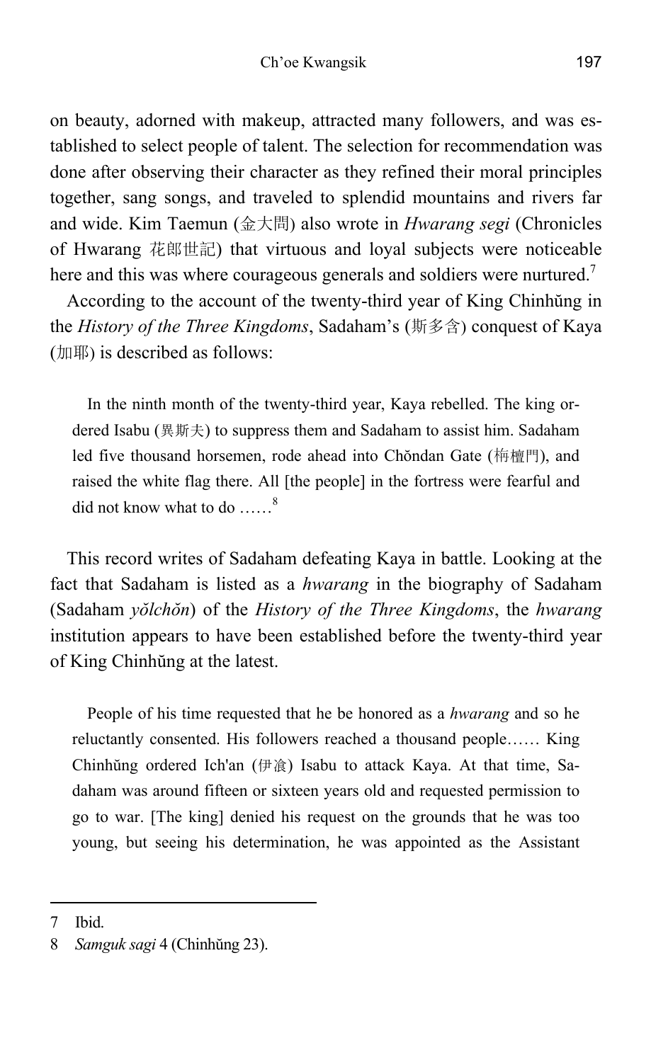on beauty, adorned with makeup, attracted many followers, and was established to select people of talent. The selection for recommendation was done after observing their character as they refined their moral principles together, sang songs, and traveled to splendid mountains and rivers far and wide. Kim Taemun (金大問) also wrote in *Hwarang segi* (Chronicles of Hwarang 花郎世記) that virtuous and loyal subjects were noticeable here and this was where courageous generals and soldiers were nurtured.[7]

According to the account of the twenty-third year of King Chinhŭng in the *History of the Three Kingdoms*, Sadaham's (斯多含) conquest of Kaya (加耶) is described as follows:

> In the ninth month of the twenty-third year, Kaya rebelled. The king ordered Isabu (異斯夫) to suppress them and Sadaham to assist him. Sadaham led five thousand horsemen, rode ahead into Chŏndan Gate (栴檀門), and raised the white flag there. All [the people] in the fortress were fearful and did not know what to do ……[8]

This record writes of Sadaham defeating Kaya in battle. Looking at the fact that Sadaham is listed as a *hwarang* in the biography of Sadaham (Sadaham *yŏlchŏn*) of the *History of the Three Kingdoms*, the *hwarang* institution appears to have been established before the twenty-third year of King Chinhŭng at the latest.

> People of his time requested that he be honored as a *hwarang* and so he reluctantly consented. His followers reached a thousand people…… King Chinhŭng ordered Ich'an (伊湌) Isabu to attack Kaya. At that time, Sadaham was around fifteen or sixteen years old and requested permission to go to war. [The king] denied his request on the grounds that he was too young, but seeing his determination, he was appointed as the Assistant

---

7 Ibid.

8 *Samguk sagi* 4 (Chinhŭng 23).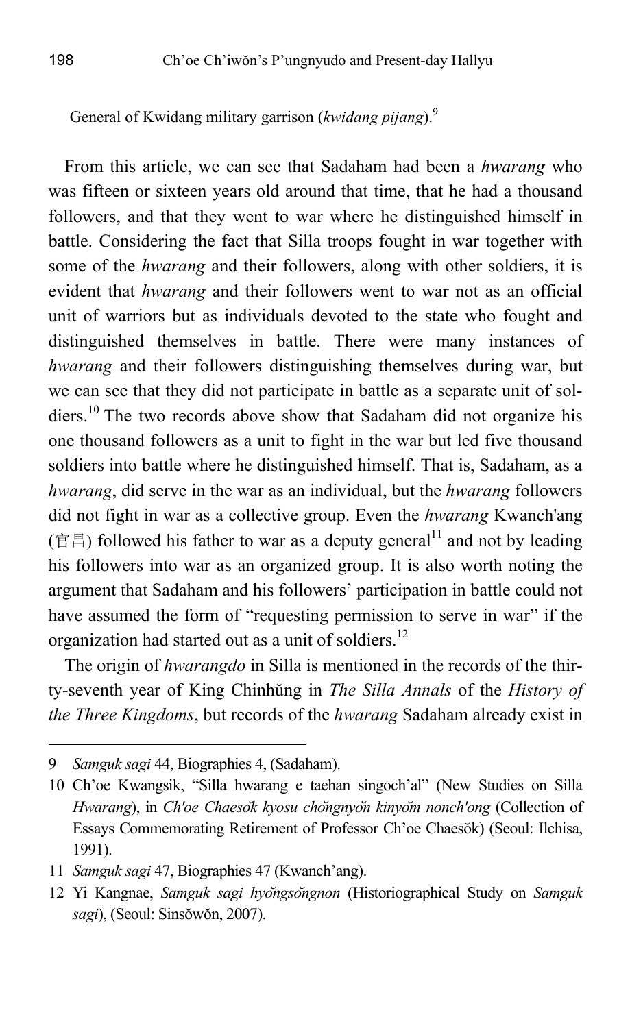General of Kwidang military garrison (*kwidang pijang*).[9]

From this article, we can see that Sadaham had been a *hwarang* who was fifteen or sixteen years old around that time, that he had a thousand followers, and that they went to war where he distinguished himself in battle. Considering the fact that Silla troops fought in war together with some of the *hwarang* and their followers, along with other soldiers, it is evident that *hwarang* and their followers went to war not as an official unit of warriors but as individuals devoted to the state who fought and distinguished themselves in battle. There were many instances of *hwarang* and their followers distinguishing themselves during war, but we can see that they did not participate in battle as a separate unit of soldiers.[10] The two records above show that Sadaham did not organize his one thousand followers as a unit to fight in the war but led five thousand soldiers into battle where he distinguished himself. That is, Sadaham, as a *hwarang*, did serve in the war as an individual, but the *hwarang* followers did not fight in war as a collective group. Even the *hwarang* Kwanch'ang (官昌) followed his father to war as a deputy general[11] and not by leading his followers into war as an organized group. It is also worth noting the argument that Sadaham and his followers' participation in battle could not have assumed the form of "requesting permission to serve in war" if the organization had started out as a unit of soldiers.[12]

The origin of *hwarangdo* in Silla is mentioned in the records of the thirty-seventh year of King Chinhŭng in *The Silla Annals* of the *History of the Three Kingdoms*, but records of the *hwarang* Sadaham already exist in

---

9 *Samguk sagi* 44, Biographies 4, (Sadaham).

10 Ch'oe Kwangsik, "Silla hwarang e taehan singoch'al" (New Studies on Silla *Hwarang*), in *Ch'oe Chaesŏk kyosu chŏngnyŏn kinyŏm nonch'ong* (Collection of Essays Commemorating Retirement of Professor Ch'oe Chaesŏk) (Seoul: Ilchisa, 1991).

11 *Samguk sagi* 47, Biographies 47 (Kwanch'ang).

12 Yi Kangnae, *Samguk sagi hyŏngsŏngnon* (Historiographical Study on *Samguk sagi*), (Seoul: Sinsŏwŏn, 2007).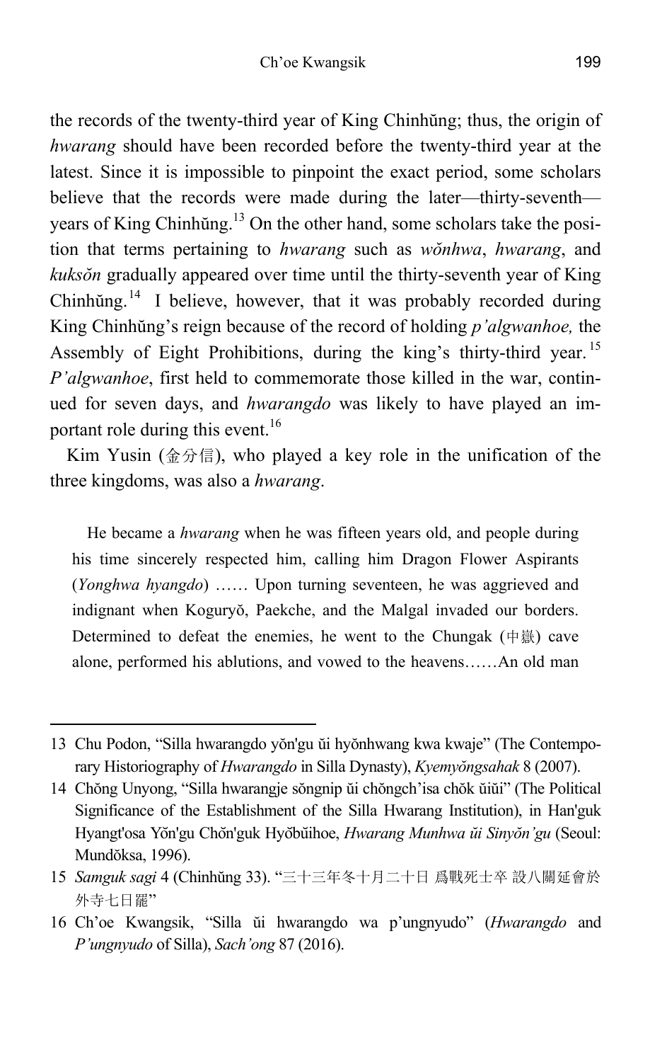the records of the twenty-third year of King Chinhŭng; thus, the origin of *hwarang* should have been recorded before the twenty-third year at the latest. Since it is impossible to pinpoint the exact period, some scholars believe that the records were made during the later—thirty-seventh—years of King Chinhŭng.[13] On the other hand, some scholars take the position that terms pertaining to *hwarang* such as *wŏnhwa*, *hwarang*, and *kuksŏn* gradually appeared over time until the thirty-seventh year of King Chinhŭng.[14] I believe, however, that it was probably recorded during King Chinhŭng's reign because of the record of holding *p'algwanhoe,* the Assembly of Eight Prohibitions, during the king's thirty-third year.[15] *P'algwanhoe*, first held to commemorate those killed in the war, continued for seven days, and *hwarangdo* was likely to have played an important role during this event.[16]

Kim Yusin (金分信), who played a key role in the unification of the three kingdoms, was also a *hwarang*.

> He became a *hwarang* when he was fifteen years old, and people during his time sincerely respected him, calling him Dragon Flower Aspirants (*Yonghwa hyangdo*) …… Upon turning seventeen, he was aggrieved and indignant when Koguryŏ, Paekche, and the Malgal invaded our borders. Determined to defeat the enemies, he went to the Chungak (中嶽) cave alone, performed his ablutions, and vowed to the heavens……An old man

---

13 Chu Podon, "Silla hwarangdo yŏn'gu ŭi hyŏnhwang kwa kwaje" (The Contemporary Historiography of *Hwarangdo* in Silla Dynasty), *Kyemyŏngsahak* 8 (2007).

14 Chŏng Unyong, "Silla hwarangje sŏngnip ŭi chŏngch'isa chŏk ŭiŭi" (The Political Significance of the Establishment of the Silla Hwarang Institution), in Han'guk Hyangt'osa Yŏn'gu Chŏn'guk Hyŏbŭihoe, *Hwarang Munhwa ŭi Sinyŏn'gu* (Seoul: Mundŏksa, 1996).

15 *Samguk sagi* 4 (Chinhŭng 33). "三十三年冬十月二十日 爲戰死士卒 設八關延會於外寺七日罷"

16 Ch'oe Kwangsik, "Silla ŭi hwarangdo wa p'ungnyudo" (*Hwarangdo* and *P'ungnyudo* of Silla), *Sach'ong* 87 (2016).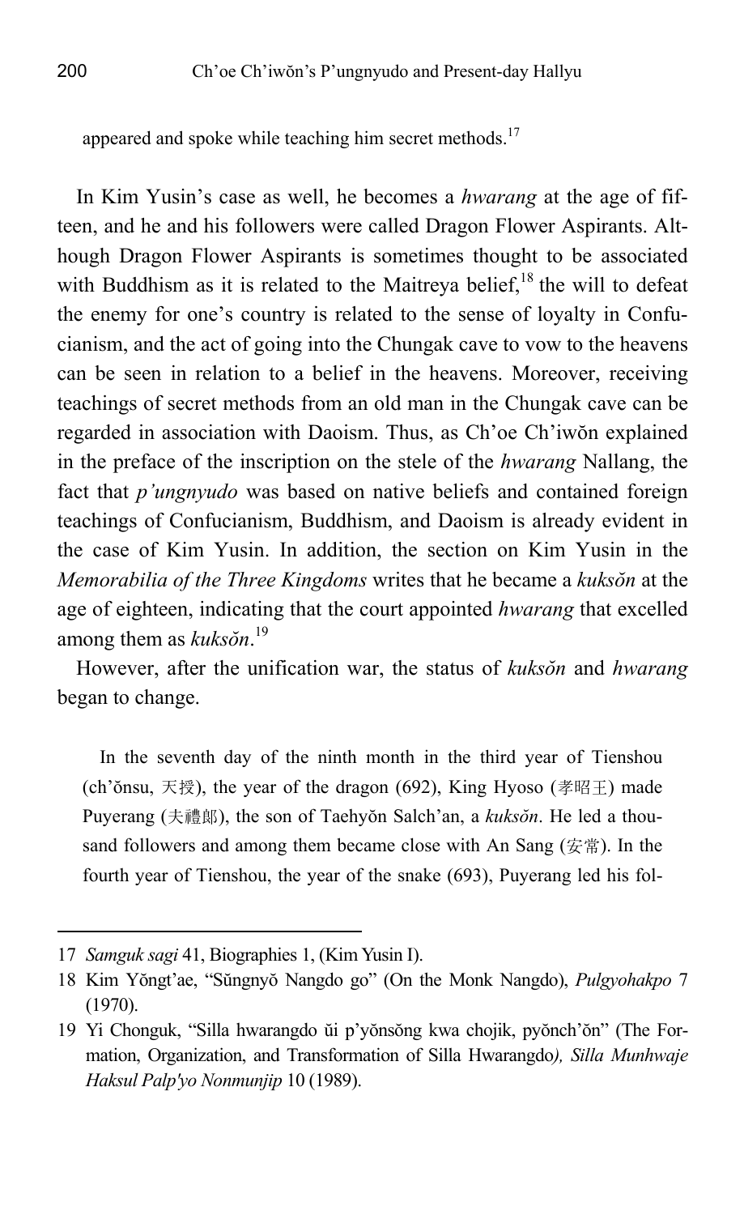appeared and spoke while teaching him secret methods.[17]

In Kim Yusin's case as well, he becomes a *hwarang* at the age of fifteen, and he and his followers were called Dragon Flower Aspirants. Although Dragon Flower Aspirants is sometimes thought to be associated with Buddhism as it is related to the Maitreya belief,[18] the will to defeat the enemy for one's country is related to the sense of loyalty in Confucianism, and the act of going into the Chungak cave to vow to the heavens can be seen in relation to a belief in the heavens. Moreover, receiving teachings of secret methods from an old man in the Chungak cave can be regarded in association with Daoism. Thus, as Ch'oe Ch'iwŏn explained in the preface of the inscription on the stele of the *hwarang* Nallang, the fact that *p'ungnyudo* was based on native beliefs and contained foreign teachings of Confucianism, Buddhism, and Daoism is already evident in the case of Kim Yusin. In addition, the section on Kim Yusin in the *Memorabilia of the Three Kingdoms* writes that he became a *kuksŏn* at the age of eighteen, indicating that the court appointed *hwarang* that excelled among them as *kuksŏn*.[19]

However, after the unification war, the status of *kuksŏn* and *hwarang* began to change.

> In the seventh day of the ninth month in the third year of Tienshou (ch'ŏnsu, 天授), the year of the dragon (692), King Hyoso (孝昭王) made Puyerang (夫禮郎), the son of Taehyŏn Salch'an, a *kuksŏn*. He led a thousand followers and among them became close with An Sang (安常). In the fourth year of Tienshou, the year of the snake (693), Puyerang led his fol-

---

17 *Samguk sagi* 41, Biographies 1, (Kim Yusin I).

18 Kim Yŏngt'ae, "Sŭngnyŏ Nangdo go" (On the Monk Nangdo), *Pulgyohakpo* 7 (1970).

19 Yi Chonguk, "Silla hwarangdo ŭi p'yŏnsŏng kwa chojik, pyŏnch'ŏn" (The Formation, Organization, and Transformation of Silla Hwarangdo*), Silla Munhwaje Haksul Palp'yo Nonmunjip* 10 (1989).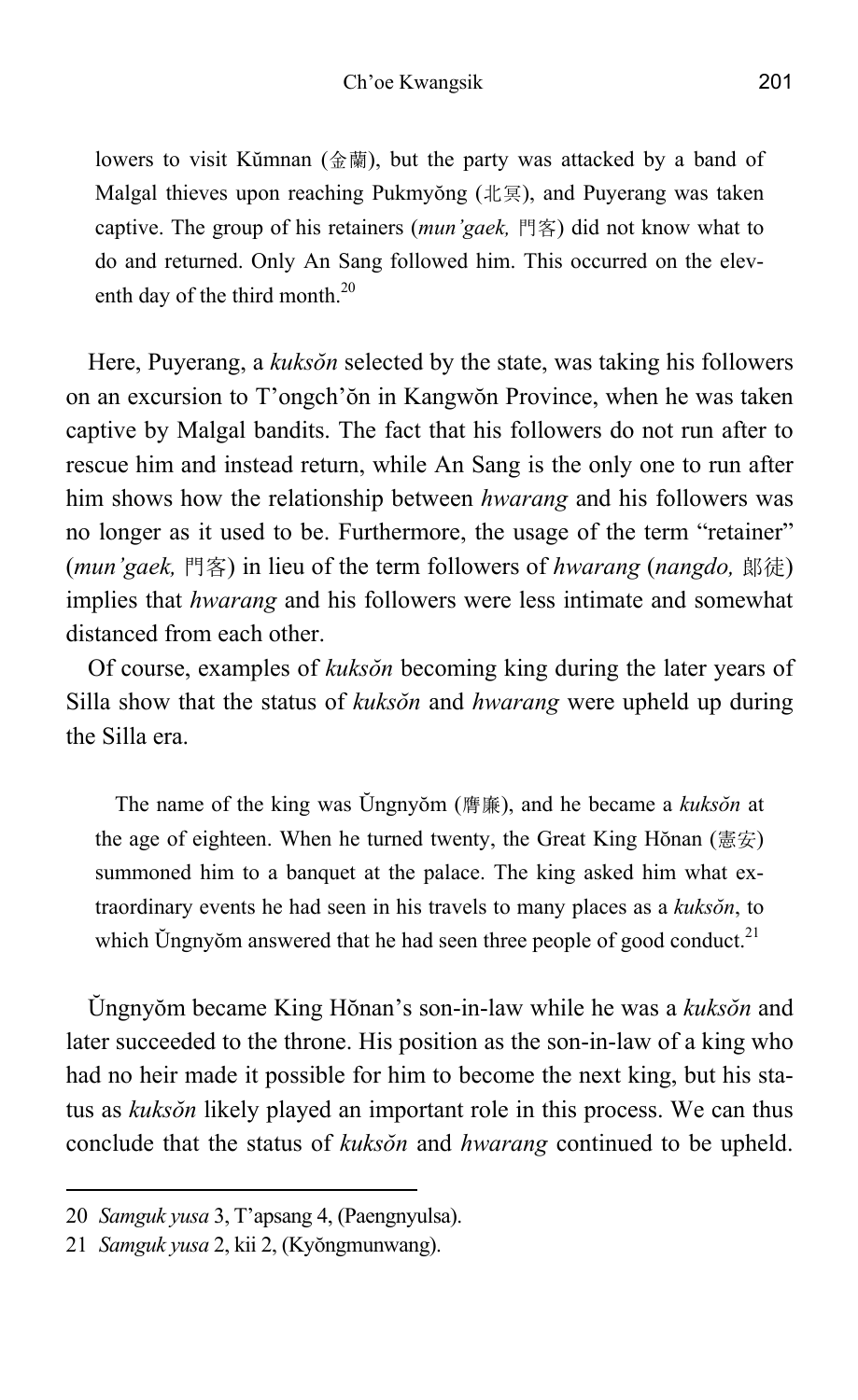> lowers to visit Kŭmnan (金蘭), but the party was attacked by a band of Malgal thieves upon reaching Pukmyŏng (北冥), and Puyerang was taken captive. The group of his retainers (*mun'gaek,* 門客) did not know what to do and returned. Only An Sang followed him. This occurred on the eleventh day of the third month.[20]

Here, Puyerang, a *kuksŏn* selected by the state, was taking his followers on an excursion to T'ongch'ŏn in Kangwŏn Province, when he was taken captive by Malgal bandits. The fact that his followers do not run after to rescue him and instead return, while An Sang is the only one to run after him shows how the relationship between *hwarang* and his followers was no longer as it used to be. Furthermore, the usage of the term "retainer" (*mun'gaek,* 門客) in lieu of the term followers of *hwarang* (*nangdo,* 郎徒) implies that *hwarang* and his followers were less intimate and somewhat distanced from each other.

Of course, examples of *kuksŏn* becoming king during the later years of Silla show that the status of *kuksŏn* and *hwarang* were upheld up during the Silla era.

> The name of the king was Ŭngnyŏm (膺廉), and he became a *kuksŏn* at the age of eighteen. When he turned twenty, the Great King Hŏnan (憲安) summoned him to a banquet at the palace. The king asked him what extraordinary events he had seen in his travels to many places as a *kuksŏn*, to which Ŭngnyŏm answered that he had seen three people of good conduct.[21]

Ŭngnyŏm became King Hŏnan's son-in-law while he was a *kuksŏn* and later succeeded to the throne. His position as the son-in-law of a king who had no heir made it possible for him to become the next king, but his status as *kuksŏn* likely played an important role in this process. We can thus conclude that the status of *kuksŏn* and *hwarang* continued to be upheld.

---

20 *Samguk yusa* 3, T'apsang 4, (Paengnyulsa).

21 *Samguk yusa* 2, kii 2, (Kyŏngmunwang).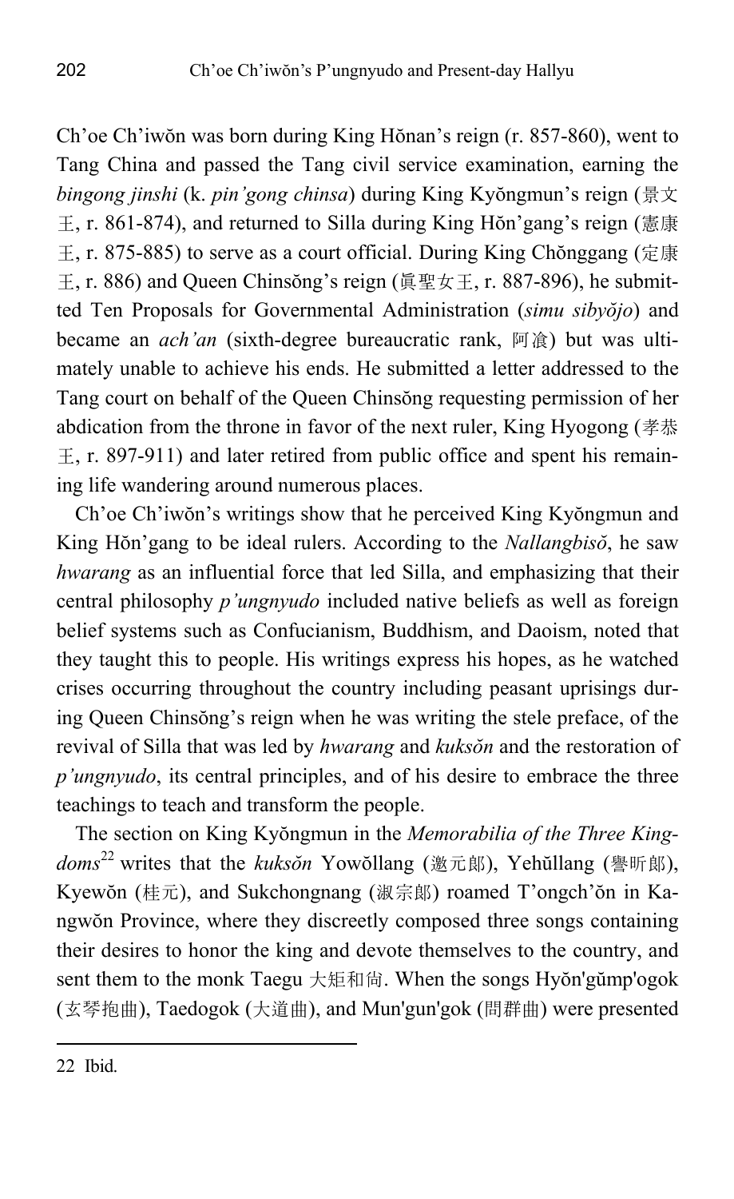Ch'oe Ch'iwŏn was born during King Hŏnan's reign (r. 857-860), went to Tang China and passed the Tang civil service examination, earning the *bingong jinshi* (k. *pin'gong chinsa*) during King Kyŏngmun's reign (景文王, r. 861-874), and returned to Silla during King Hŏn'gang's reign (憲康王, r. 875-885) to serve as a court official. During King Chŏnggang (定康王, r. 886) and Queen Chinsŏng's reign (眞聖女王, r. 887-896), he submitted Ten Proposals for Governmental Administration (*simu sibyŏjo*) and became an *ach'an* (sixth-degree bureaucratic rank, 阿飡) but was ultimately unable to achieve his ends. He submitted a letter addressed to the Tang court on behalf of the Queen Chinsŏng requesting permission of her abdication from the throne in favor of the next ruler, King Hyogong (孝恭王, r. 897-911) and later retired from public office and spent his remaining life wandering around numerous places.

Ch'oe Ch'iwŏn's writings show that he perceived King Kyŏngmun and King Hŏn'gang to be ideal rulers. According to the *Nallangbisŏ*, he saw *hwarang* as an influential force that led Silla, and emphasizing that their central philosophy *p'ungnyudo* included native beliefs as well as foreign belief systems such as Confucianism, Buddhism, and Daoism, noted that they taught this to people. His writings express his hopes, as he watched crises occurring throughout the country including peasant uprisings during Queen Chinsŏng's reign when he was writing the stele preface, of the revival of Silla that was led by *hwarang* and *kuksŏn* and the restoration of *p'ungnyudo*, its central principles, and of his desire to embrace the three teachings to teach and transform the people.

The section on King Kyŏngmun in the *Memorabilia of the Three Kingdoms*[22] writes that the *kuksŏn* Yowŏllang (邀元郎), Yehŭllang (譽昕郎), Kyewŏn (桂元), and Sukchongnang (淑宗郎) roamed T'ongch'ŏn in Kangwŏn Province, where they discreetly composed three songs containing their desires to honor the king and devote themselves to the country, and sent them to the monk Taegu 大矩和尙. When the songs Hyŏn'gŭmp'ogok (玄琴抱曲), Taedogok (大道曲), and Mun'gun'gok (問群曲) were presented

---

22 Ibid.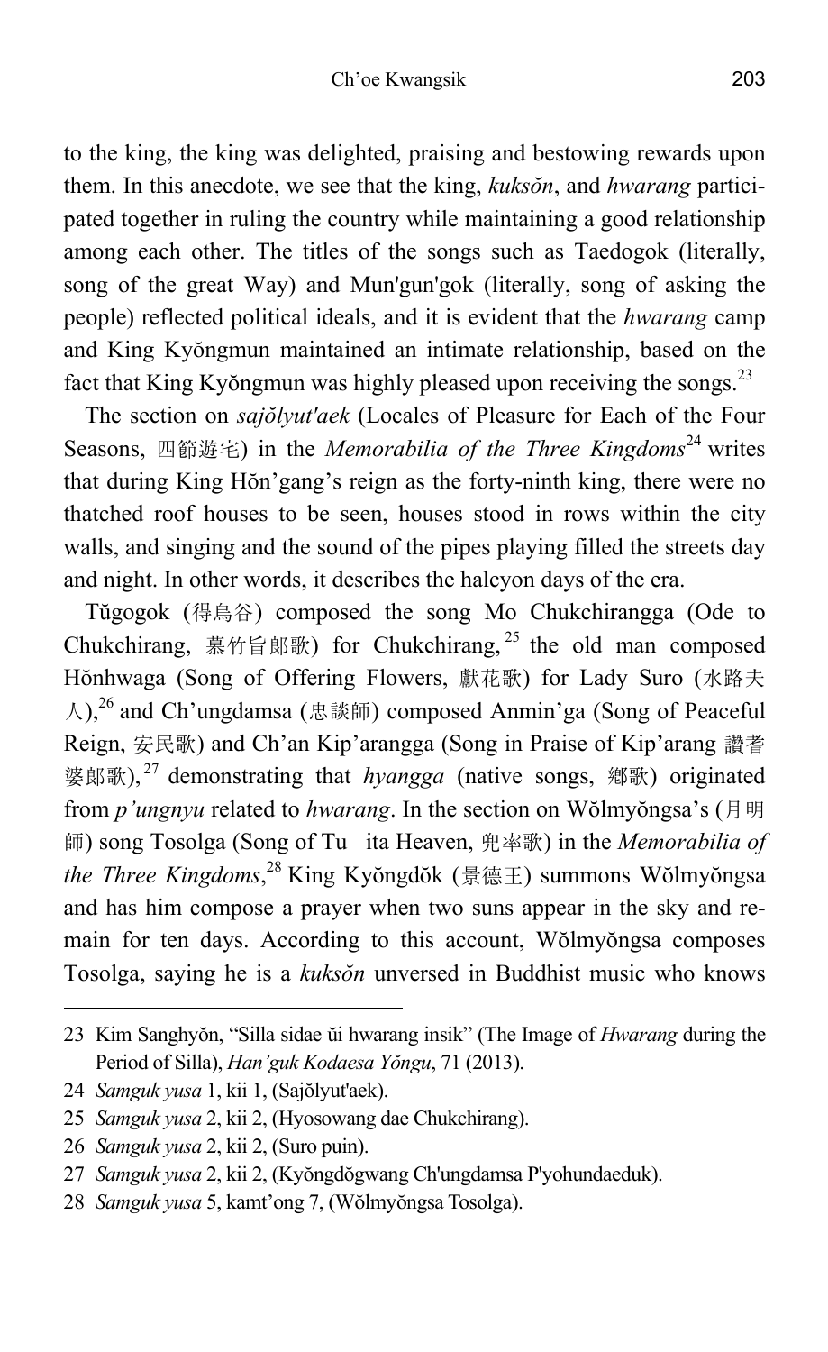to the king, the king was delighted, praising and bestowing rewards upon them. In this anecdote, we see that the king, *kuksŏn*, and *hwarang* participated together in ruling the country while maintaining a good relationship among each other. The titles of the songs such as Taedogok (literally, song of the great Way) and Mun'gun'gok (literally, song of asking the people) reflected political ideals, and it is evident that the *hwarang* camp and King Kyŏngmun maintained an intimate relationship, based on the fact that King Kyŏngmun was highly pleased upon receiving the songs.[23]

The section on *sajŏlyut'aek* (Locales of Pleasure for Each of the Four Seasons, 四節遊宅) in the *Memorabilia of the Three Kingdoms*[24] writes that during King Hŏn'gang's reign as the forty-ninth king, there were no thatched roof houses to be seen, houses stood in rows within the city walls, and singing and the sound of the pipes playing filled the streets day and night. In other words, it describes the halcyon days of the era.

Tŭgogok (得烏谷) composed the song Mo Chukchirangga (Ode to Chukchirang, 慕竹旨郞歌) for Chukchirang,[25] the old man composed Hŏnhwaga (Song of Offering Flowers, 獻花歌) for Lady Suro (水路夫人),[26] and Ch'ungdamsa (忠談師) composed Anmin'ga (Song of Peaceful Reign, 安民歌) and Ch'an Kip'arangga (Song in Praise of Kip'arang 讚耆婆郞歌),[27] demonstrating that *hyangga* (native songs, 鄕歌) originated from *p'ungnyu* related to *hwarang*. In the section on Wŏlmyŏngsa's (月明師) song Tosolga (Song of Tu ita Heaven, 兜率歌) in the *Memorabilia of the Three Kingdoms*,[28] King Kyŏngdŏk (景德王) summons Wŏlmyŏngsa and has him compose a prayer when two suns appear in the sky and remain for ten days. According to this account, Wŏlmyŏngsa composes Tosolga, saying he is a *kuksŏn* unversed in Buddhist music who knows

---

23 Kim Sanghyŏn, "Silla sidae ŭi hwarang insik" (The Image of *Hwarang* during the Period of Silla), *Han'guk Kodaesa Yŏngu*, 71 (2013).

24 *Samguk yusa* 1, kii 1, (Sajŏlyut'aek).

25 *Samguk yusa* 2, kii 2, (Hyosowang dae Chukchirang).

26 *Samguk yusa* 2, kii 2, (Suro puin).

27 *Samguk yusa* 2, kii 2, (Kyŏngdŏgwang Ch'ungdamsa P'yohundaeduk).

28 *Samguk yusa* 5, kamt'ong 7, (Wŏlmyŏngsa Tosolga).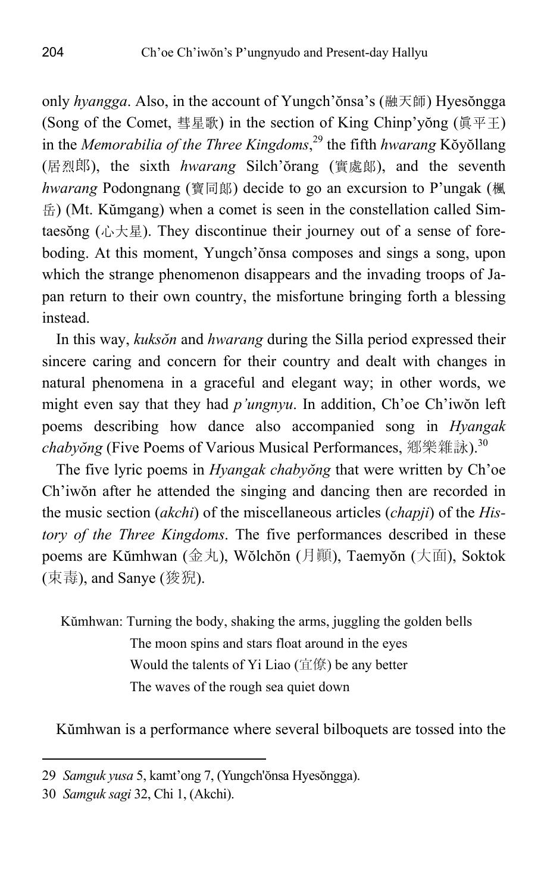only *hyangga*. Also, in the account of Yungch'ŏnsa's (融天師) Hyesŏngga (Song of the Comet, 彗星歌) in the section of King Chinp'yŏng (眞平王) in the *Memorabilia of the Three Kingdoms*,[29] the fifth *hwarang* Kŏyŏllang (居烈郎), the sixth *hwarang* Silch'ŏrang (實處郎), and the seventh *hwarang* Podongnang (寶同郎) decide to go an excursion to P'ungak (楓岳) (Mt. Kŭmgang) when a comet is seen in the constellation called Simtaesŏng (心大星). They discontinue their journey out of a sense of foreboding. At this moment, Yungch'ŏnsa composes and sings a song, upon which the strange phenomenon disappears and the invading troops of Japan return to their own country, the misfortune bringing forth a blessing instead.

In this way, *kuksŏn* and *hwarang* during the Silla period expressed their sincere caring and concern for their country and dealt with changes in natural phenomena in a graceful and elegant way; in other words, we might even say that they had *p'ungnyu*. In addition, Ch'oe Ch'iwŏn left poems describing how dance also accompanied song in *Hyangak chabyŏng* (Five Poems of Various Musical Performances, 鄕樂雜詠).[30]

The five lyric poems in *Hyangak chabyŏng* that were written by Ch'oe Ch'iwŏn after he attended the singing and dancing then are recorded in the music section (*akchi*) of the miscellaneous articles (*chapji*) of the *History of the Three Kingdoms*. The five performances described in these poems are Kŭmhwan (金丸), Wŏlchŏn (月顚), Taemyŏn (大面), Soktok (束毒), and Sanye (狻猊).

> Kŭmhwan: Turning the body, shaking the arms, juggling the golden bells
> The moon spins and stars float around in the eyes
> Would the talents of Yi Liao (宜僚) be any better
> The waves of the rough sea quiet down

Kŭmhwan is a performance where several bilboquets are tossed into the

---

29 *Samguk yusa* 5, kamt'ong 7, (Yungch'ŏnsa Hyesŏngga).

30 *Samguk sagi* 32, Chi 1, (Akchi).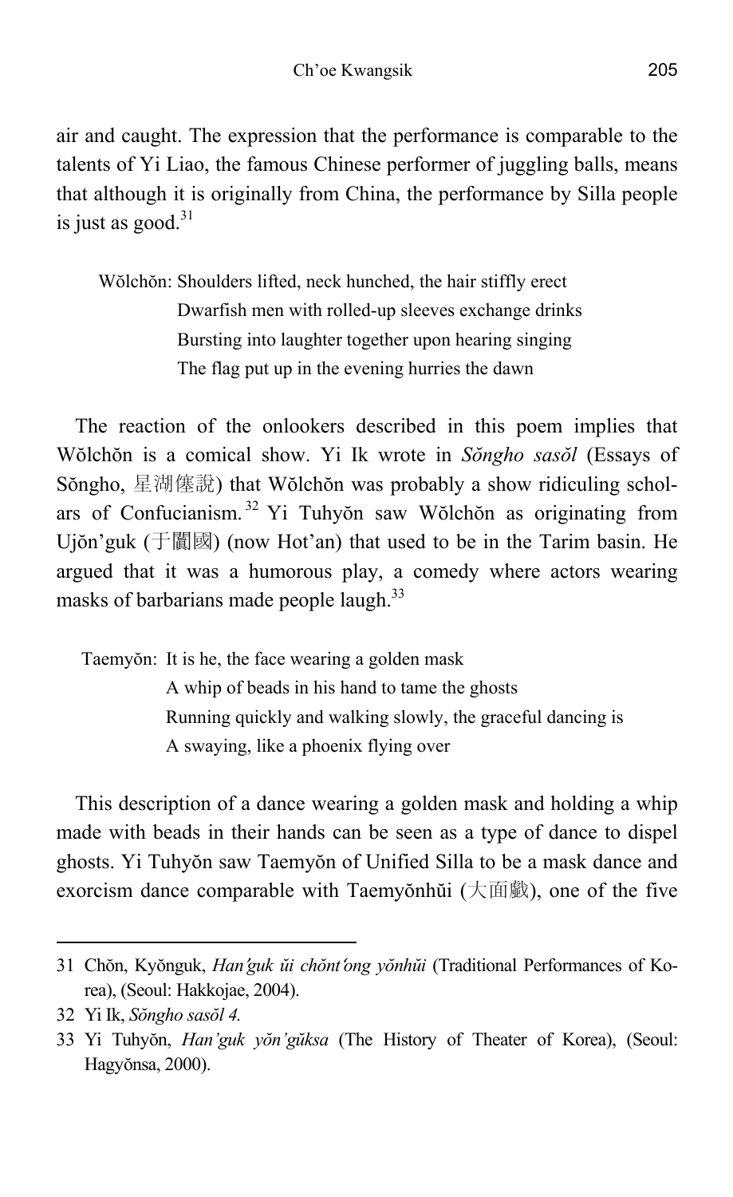air and caught. The expression that the performance is comparable to the talents of Yi Liao, the famous Chinese performer of juggling balls, means that although it is originally from China, the performance by Silla people is just as good.[31]

> Wŏlchŏn: Shoulders lifted, neck hunched, the hair stiffly erect
> Dwarfish men with rolled-up sleeves exchange drinks
> Bursting into laughter together upon hearing singing
> The flag put up in the evening hurries the dawn

The reaction of the onlookers described in this poem implies that Wŏlchŏn is a comical show. Yi Ik wrote in *Sŏngho sasŏl* (Essays of Sŏngho, 星湖僿說) that Wŏlchŏn was probably a show ridiculing scholars of Confucianism.[32] Yi Tuhyŏn saw Wŏlchŏn as originating from Ujŏn'guk (于闐國) (now Hot'an) that used to be in the Tarim basin. He argued that it was a humorous play, a comedy where actors wearing masks of barbarians made people laugh.[33]

> Taemyŏn: It is he, the face wearing a golden mask
> A whip of beads in his hand to tame the ghosts
> Running quickly and walking slowly, the graceful dancing is
> A swaying, like a phoenix flying over

This description of a dance wearing a golden mask and holding a whip made with beads in their hands can be seen as a type of dance to dispel ghosts. Yi Tuhyŏn saw Taemyŏn of Unified Silla to be a mask dance and exorcism dance comparable with Taemyŏnhŭi (大面戲), one of the five

---

31 Chŏn, Kyŏnguk, *Han'guk ŭi chŏnt'ong yŏnhŭi* (Traditional Performances of Korea), (Seoul: Hakkojae, 2004).

32 Yi Ik, *Sŏngho sasŏl 4.*

33 Yi Tuhyŏn, *Han'guk yŏn'gŭksa* (The History of Theater of Korea), (Seoul: Hagyŏnsa, 2000).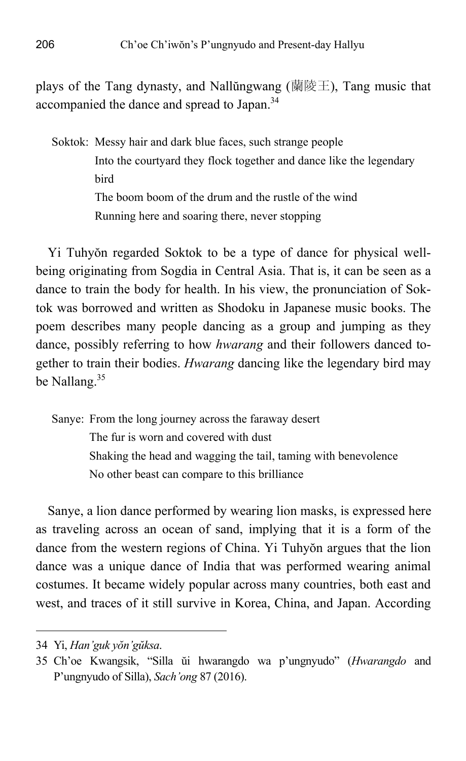plays of the Tang dynasty, and Nallŭngwang (蘭陵王), Tang music that accompanied the dance and spread to Japan.[34]

> Soktok: Messy hair and dark blue faces, such strange people
> Into the courtyard they flock together and dance like the legendary bird
> The boom boom of the drum and the rustle of the wind
> Running here and soaring there, never stopping

Yi Tuhyŏn regarded Soktok to be a type of dance for physical well-being originating from Sogdia in Central Asia. That is, it can be seen as a dance to train the body for health. In his view, the pronunciation of Soktok was borrowed and written as Shodoku in Japanese music books. The poem describes many people dancing as a group and jumping as they dance, possibly referring to how *hwarang* and their followers danced together to train their bodies. *Hwarang* dancing like the legendary bird may be Nallang.[35]

> Sanye: From the long journey across the faraway desert
> The fur is worn and covered with dust
> Shaking the head and wagging the tail, taming with benevolence
> No other beast can compare to this brilliance

Sanye, a lion dance performed by wearing lion masks, is expressed here as traveling across an ocean of sand, implying that it is a form of the dance from the western regions of China. Yi Tuhyŏn argues that the lion dance was a unique dance of India that was performed wearing animal costumes. It became widely popular across many countries, both east and west, and traces of it still survive in Korea, China, and Japan. According

---

34 Yi, *Han'guk yŏn'gŭksa*.

35 Ch'oe Kwangsik, "Silla ŭi hwarangdo wa p'ungnyudo" (*Hwarangdo* and P'ungnyudo of Silla), *Sach'ong* 87 (2016).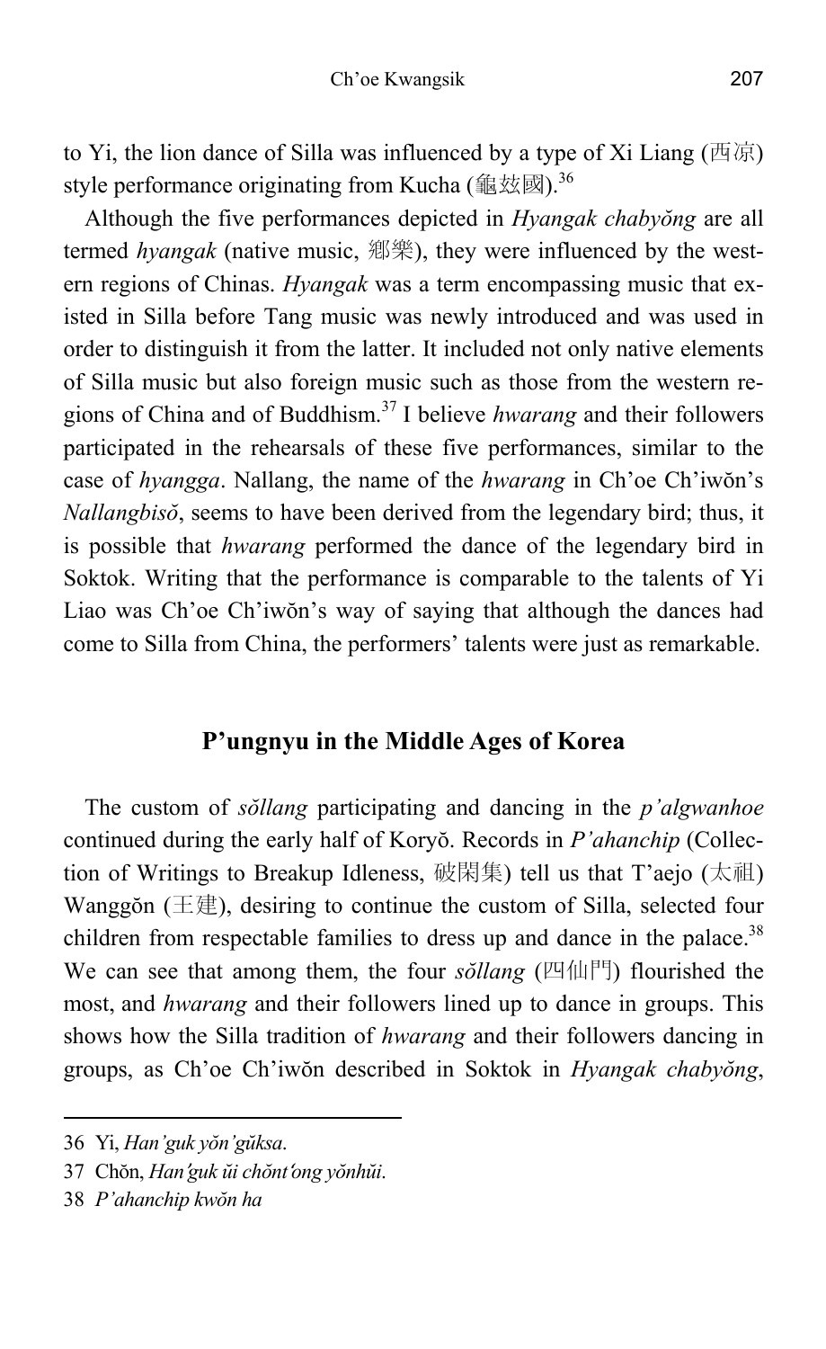to Yi, the lion dance of Silla was influenced by a type of Xi Liang (西凉) style performance originating from Kucha (龜玆國).[36]

Although the five performances depicted in *Hyangak chabyŏng* are all termed *hyangak* (native music, 鄕樂), they were influenced by the western regions of Chinas. *Hyangak* was a term encompassing music that existed in Silla before Tang music was newly introduced and was used in order to distinguish it from the latter. It included not only native elements of Silla music but also foreign music such as those from the western regions of China and of Buddhism.[37] I believe *hwarang* and their followers participated in the rehearsals of these five performances, similar to the case of *hyangga*. Nallang, the name of the *hwarang* in Ch'oe Ch'iwŏn's *Nallangbisŏ*, seems to have been derived from the legendary bird; thus, it is possible that *hwarang* performed the dance of the legendary bird in Soktok. Writing that the performance is comparable to the talents of Yi Liao was Ch'oe Ch'iwŏn's way of saying that although the dances had come to Silla from China, the performers' talents were just as remarkable.

## P'ungnyu in the Middle Ages of Korea

The custom of *sŏllang* participating and dancing in the *p'algwanhoe* continued during the early half of Koryŏ. Records in *P'ahanchip* (Collection of Writings to Breakup Idleness, 破閑集) tell us that T'aejo (太祖) Wanggŏn (王建), desiring to continue the custom of Silla, selected four children from respectable families to dress up and dance in the palace.[38] We can see that among them, the four *sŏllang* (四仙門) flourished the most, and *hwarang* and their followers lined up to dance in groups. This shows how the Silla tradition of *hwarang* and their followers dancing in groups, as Ch'oe Ch'iwŏn described in Soktok in *Hyangak chabyŏng*,

---

36 Yi, *Han'guk yŏn'gŭksa*.

37 Chŏn, *Han'guk ŭi chŏnt'ong yŏnhŭi*.

38 *P'ahanchip kwŏn ha*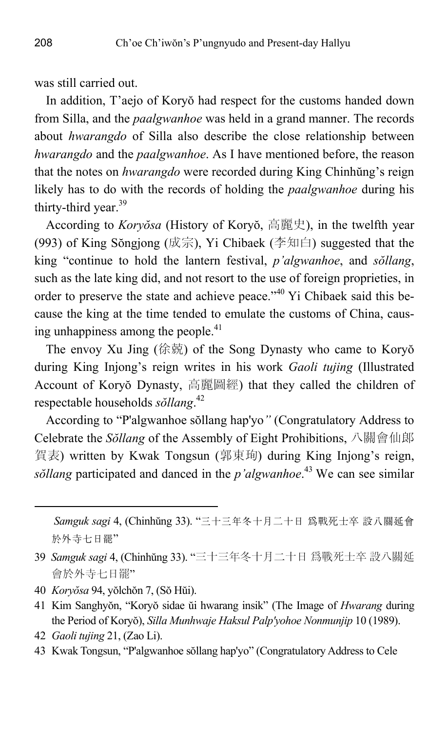was still carried out.

In addition, T'aejo of Koryŏ had respect for the customs handed down from Silla, and the *paalgwanhoe* was held in a grand manner. The records about *hwarangdo* of Silla also describe the close relationship between *hwarangdo* and the *paalgwanhoe*. As I have mentioned before, the reason that the notes on *hwarangdo* were recorded during King Chinhŭng's reign likely has to do with the records of holding the *paalgwanhoe* during his thirty-third year.[39]

According to *Koryŏsa* (History of Koryŏ, 高麗史), in the twelfth year (993) of King Sŏngjong (成宗), Yi Chibaek (李知白) suggested that the king "continue to hold the lantern festival, *p'algwanhoe*, and *sŏllang*, such as the late king did, and not resort to the use of foreign proprieties, in order to preserve the state and achieve peace."[40] Yi Chibaek said this because the king at the time tended to emulate the customs of China, causing unhappiness among the people.[41]

The envoy Xu Jing (徐兢) of the Song Dynasty who came to Koryŏ during King Injong's reign writes in his work *Gaoli tujing* (Illustrated Account of Koryŏ Dynasty, 高麗圖經) that they called the children of respectable households *sŏllang*.[42]

According to "P'algwanhoe sŏllang hap'yo*"* (Congratulatory Address to Celebrate the *Sŏllang* of the Assembly of Eight Prohibitions, 八關會仙郎賀表) written by Kwak Tongsun (郭東珣) during King Injong's reign, *sŏllang* participated and danced in the *p'algwanhoe*.[43] We can see similar

---

*Samguk sagi* 4, (Chinhŭng 33). "三十三年冬十月二十日 爲戰死士卒 設八關延會於外寺七日罷"

39 *Samguk sagi* 4, (Chinhŭng 33). "三十三年冬十月二十日 爲戰死士卒 設八關延會於外寺七日罷"

40 *Koryŏsa* 94, yŏlchŏn 7, (Sŏ Hŭi).

41 Kim Sanghyŏn, "Koryŏ sidae ŭi hwarang insik" (The Image of *Hwarang* during the Period of Koryŏ), *Silla Munhwaje Haksul Palp'yohoe Nonmunjip* 10 (1989).

42 *Gaoli tujing* 21, (Zao Li).

43 Kwak Tongsun, "P'algwanhoe sŏllang hap'yo" (Congratulatory Address to Cele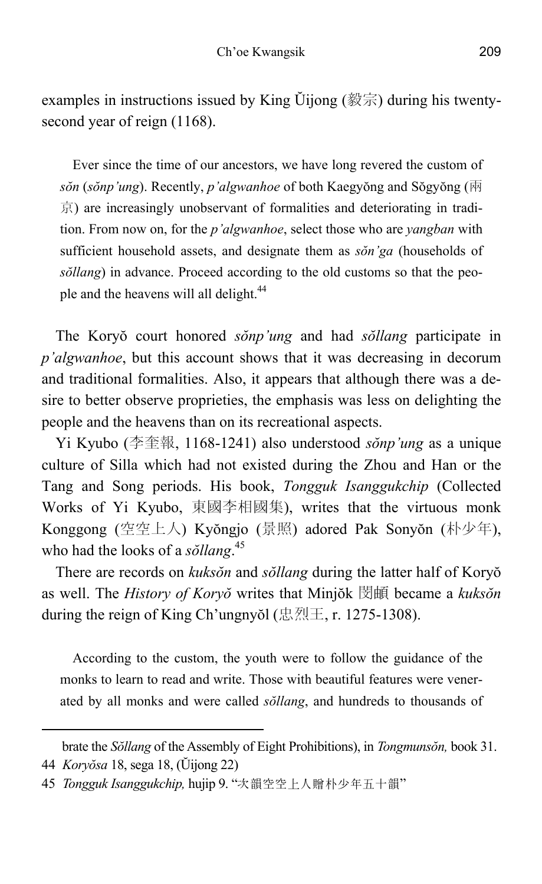examples in instructions issued by King Ŭijong (毅宗) during his twenty-second year of reign (1168).

> Ever since the time of our ancestors, we have long revered the custom of *sŏn* (*sŏnp'ung*). Recently, *p'algwanhoe* of both Kaegyŏng and Sŏgyŏng (兩京) are increasingly unobservant of formalities and deteriorating in tradition. From now on, for the *p'algwanhoe*, select those who are *yangban* with sufficient household assets, and designate them as *sŏn'ga* (households of *sŏllang*) in advance. Proceed according to the old customs so that the people and the heavens will all delight.[44]

The Koryŏ court honored *sŏnp'ung* and had *sŏllang* participate in *p'algwanhoe*, but this account shows that it was decreasing in decorum and traditional formalities. Also, it appears that although there was a desire to better observe proprieties, the emphasis was less on delighting the people and the heavens than on its recreational aspects.

Yi Kyubo (李奎報, 1168-1241) also understood *sŏnp'ung* as a unique culture of Silla which had not existed during the Zhou and Han or the Tang and Song periods. His book, *Tongguk Isanggukchip* (Collected Works of Yi Kyubo, 東國李相國集), writes that the virtuous monk Konggong (空空上人) Kyŏngjo (景照) adored Pak Sonyŏn (朴少年), who had the looks of a *sŏllang*.[45]

There are records on *kuksŏn* and *sŏllang* during the latter half of Koryŏ as well. The *History of Koryŏ* writes that Minjŏk 閔頔 became a *kuksŏn* during the reign of King Ch'ungnyŏl (忠烈王, r. 1275-1308).

> According to the custom, the youth were to follow the guidance of the monks to learn to read and write. Those with beautiful features were venerated by all monks and were called *sŏllang*, and hundreds to thousands of

---

brate the *Sŏllang* of the Assembly of Eight Prohibitions), in *Tongmunsŏn,* book 31.

44 *Koryŏsa* 18, sega 18, (Ŭijong 22)

45 *Tongguk Isanggukchip,* hujip 9. "次韻空空上人贈朴少年五十韻"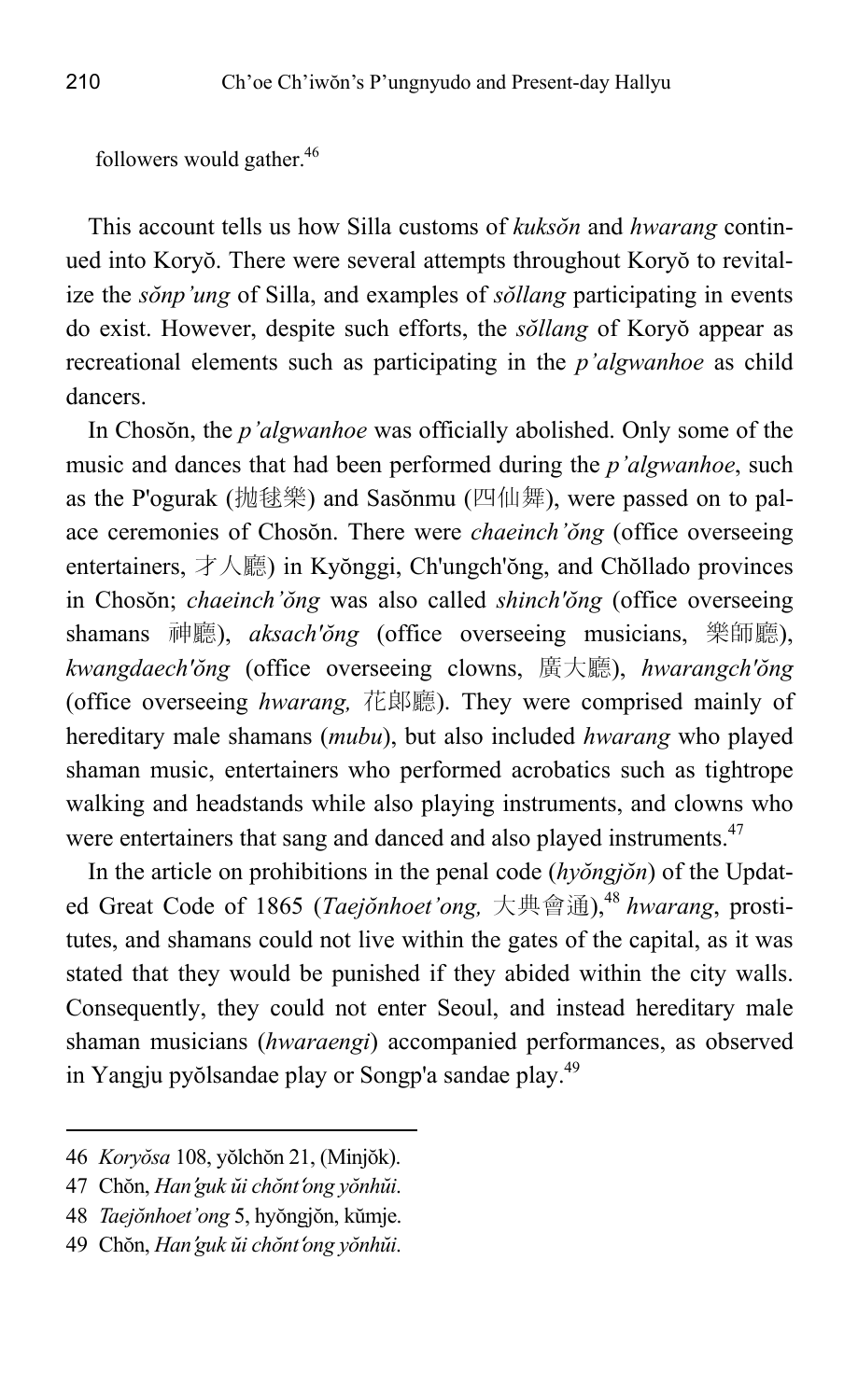followers would gather.[46]

This account tells us how Silla customs of *kuksŏn* and *hwarang* continued into Koryŏ. There were several attempts throughout Koryŏ to revitalize the *sŏnp'ung* of Silla, and examples of *sŏllang* participating in events do exist. However, despite such efforts, the *sŏllang* of Koryŏ appear as recreational elements such as participating in the *p'algwanhoe* as child dancers.

In Chosŏn, the *p'algwanhoe* was officially abolished. Only some of the music and dances that had been performed during the *p'algwanhoe*, such as the P'ogurak (抛毬樂) and Sasŏnmu (四仙舞), were passed on to palace ceremonies of Chosŏn. There were *chaeinch'ŏng* (office overseeing entertainers, 才人廳) in Kyŏnggi, Ch'ungch'ŏng, and Chŏllado provinces in Chosŏn; *chaeinch'ŏng* was also called *shinch'ŏng* (office overseeing shamans 神廳), *aksach'ŏng* (office overseeing musicians, 樂師廳), *kwangdaech'ŏng* (office overseeing clowns, 廣大廳), *hwarangch'ŏng* (office overseeing *hwarang,* 花郎廳). They were comprised mainly of hereditary male shamans (*mubu*), but also included *hwarang* who played shaman music, entertainers who performed acrobatics such as tightrope walking and headstands while also playing instruments, and clowns who were entertainers that sang and danced and also played instruments.[47]

In the article on prohibitions in the penal code (*hyŏngjŏn*) of the Updated Great Code of 1865 (*Taejŏnhoet'ong,* 大典會通),[48] *hwarang*, prostitutes, and shamans could not live within the gates of the capital, as it was stated that they would be punished if they abided within the city walls. Consequently, they could not enter Seoul, and instead hereditary male shaman musicians (*hwaraengi*) accompanied performances, as observed in Yangju pyŏlsandae play or Songp'a sandae play.[49]

---

46 *Koryŏsa* 108, yŏlchŏn 21, (Minjŏk).

47 Chŏn, *Han'guk ŭi chŏnt'ong yŏnhŭi*.

48 *Taejŏnhoet'ong* 5, hyŏngjŏn, kŭmje.

49 Chŏn, *Han'guk ŭi chŏnt'ong yŏnhŭi*.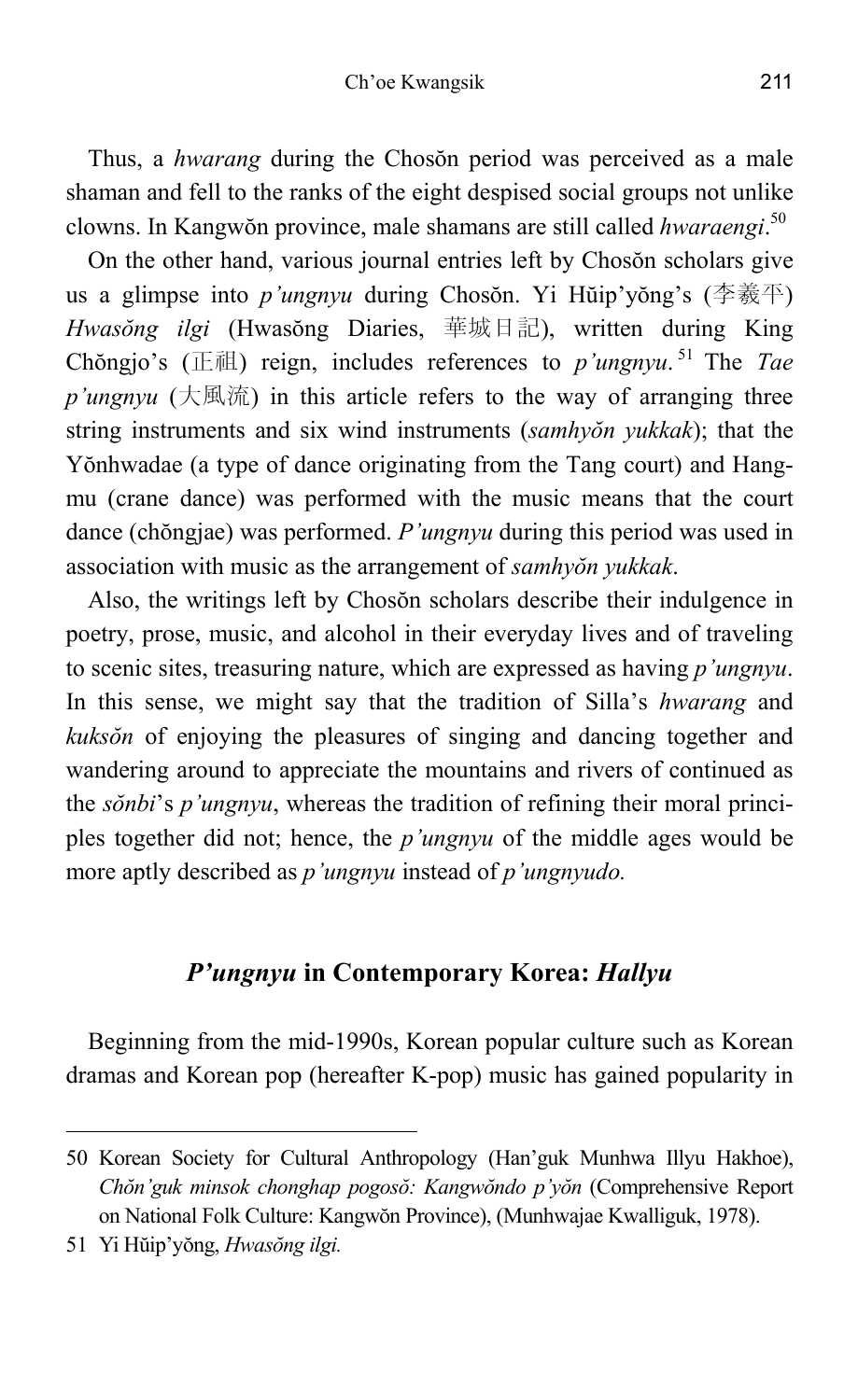Thus, a *hwarang* during the Chosŏn period was perceived as a male shaman and fell to the ranks of the eight despised social groups not unlike clowns. In Kangwŏn province, male shamans are still called *hwaraengi*.[50]

On the other hand, various journal entries left by Chosŏn scholars give us a glimpse into *p'ungnyu* during Chosŏn. Yi Hŭip'yŏng's (李羲平) *Hwasŏng ilgi* (Hwasŏng Diaries, 華城日記), written during King Chŏngjo's (正祖) reign, includes references to *p'ungnyu*.[51] The *Tae p'ungnyu* (大風流) in this article refers to the way of arranging three string instruments and six wind instruments (*samhyŏn yukkak*); that the Yŏnhwadae (a type of dance originating from the Tang court) and Hang-mu (crane dance) was performed with the music means that the court dance (chŏngjae) was performed. *P'ungnyu* during this period was used in association with music as the arrangement of *samhyŏn yukkak*.

Also, the writings left by Chosŏn scholars describe their indulgence in poetry, prose, music, and alcohol in their everyday lives and of traveling to scenic sites, treasuring nature, which are expressed as having *p'ungnyu*. In this sense, we might say that the tradition of Silla's *hwarang* and *kuksŏn* of enjoying the pleasures of singing and dancing together and wandering around to appreciate the mountains and rivers of continued as the *sŏnbi*'s *p'ungnyu*, whereas the tradition of refining their moral principles together did not; hence, the *p'ungnyu* of the middle ages would be more aptly described as *p'ungnyu* instead of *p'ungnyudo.*

## *P'ungnyu* in Contemporary Korea: *Hallyu*

Beginning from the mid-1990s, Korean popular culture such as Korean dramas and Korean pop (hereafter K-pop) music has gained popularity in

---

50 Korean Society for Cultural Anthropology (Han'guk Munhwa Illyu Hakhoe), *Chŏn'guk minsok chonghap pogosŏ: Kangwŏndo p'yŏn* (Comprehensive Report on National Folk Culture: Kangwŏn Province), (Munhwajae Kwalliguk, 1978).

51 Yi Hŭip'yŏng, *Hwasŏng ilgi.*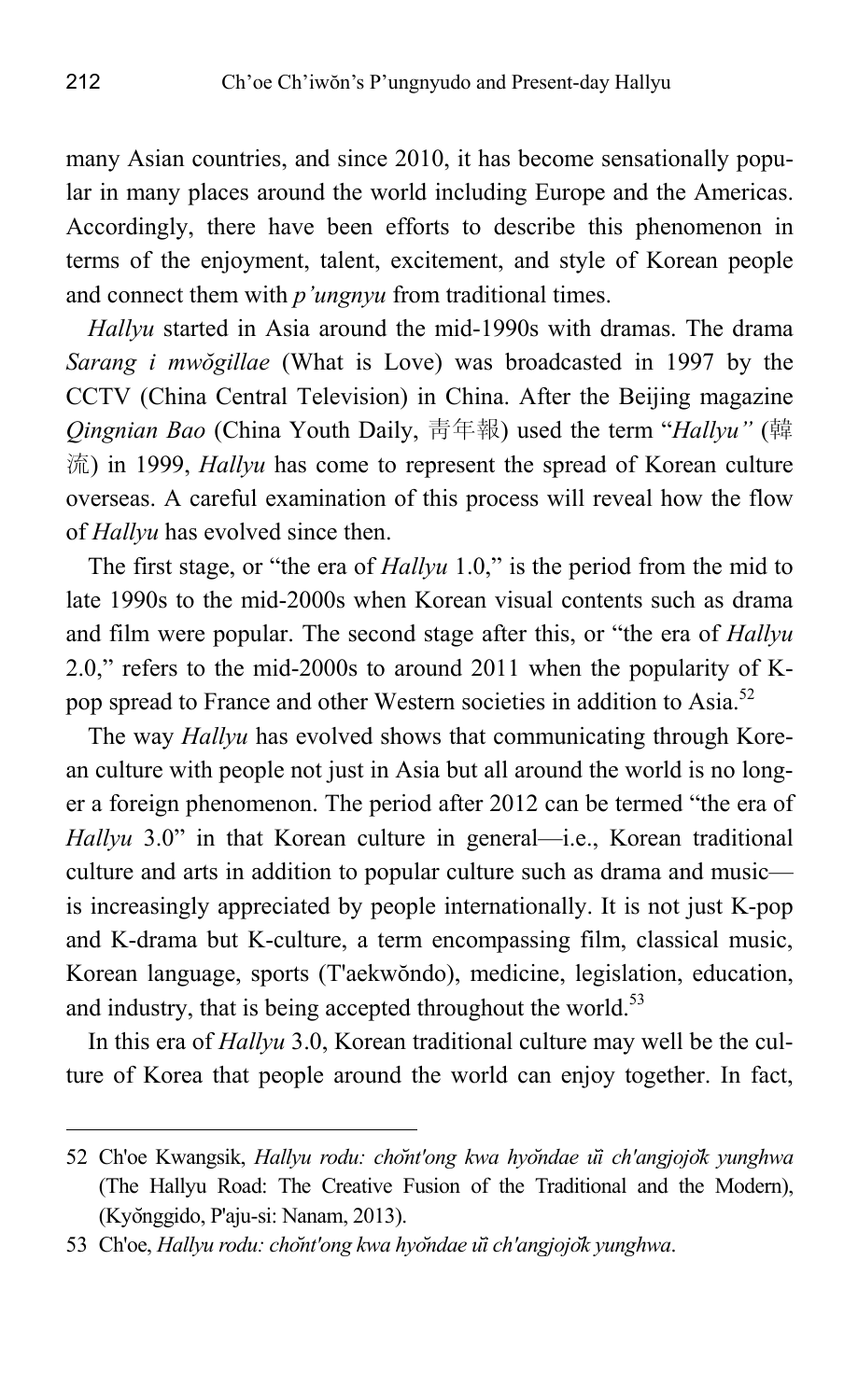many Asian countries, and since 2010, it has become sensationally popular in many places around the world including Europe and the Americas. Accordingly, there have been efforts to describe this phenomenon in terms of the enjoyment, talent, excitement, and style of Korean people and connect them with *p'ungnyu* from traditional times.

*Hallyu* started in Asia around the mid-1990s with dramas. The drama *Sarang i mwŏgillae* (What is Love) was broadcasted in 1997 by the CCTV (China Central Television) in China. After the Beijing magazine *Qingnian Bao* (China Youth Daily, 青年報) used the term "*Hallyu"* (韓流) in 1999, *Hallyu* has come to represent the spread of Korean culture overseas. A careful examination of this process will reveal how the flow of *Hallyu* has evolved since then.

The first stage, or "the era of *Hallyu* 1.0," is the period from the mid to late 1990s to the mid-2000s when Korean visual contents such as drama and film were popular. The second stage after this, or "the era of *Hallyu* 2.0," refers to the mid-2000s to around 2011 when the popularity of K-pop spread to France and other Western societies in addition to Asia.[52]

The way *Hallyu* has evolved shows that communicating through Korean culture with people not just in Asia but all around the world is no longer a foreign phenomenon. The period after 2012 can be termed "the era of *Hallyu* 3.0" in that Korean culture in general—i.e., Korean traditional culture and arts in addition to popular culture such as drama and music—is increasingly appreciated by people internationally. It is not just K-pop and K-drama but K-culture, a term encompassing film, classical music, Korean language, sports (T'aekwŏndo), medicine, legislation, education, and industry, that is being accepted throughout the world.[53]

In this era of *Hallyu* 3.0, Korean traditional culture may well be the culture of Korea that people around the world can enjoy together. In fact,

---

52 Ch'oe Kwangsik, *Hallyu rodu: chŏnt'ong kwa hyŏndae ŭi ch'angjojŏk yunghwa* (The Hallyu Road: The Creative Fusion of the Traditional and the Modern), (Kyŏnggido, P'aju-si: Nanam, 2013).

53 Ch'oe, *Hallyu rodu: chŏnt'ong kwa hyŏndae ŭi ch'angjojŏk yunghwa*.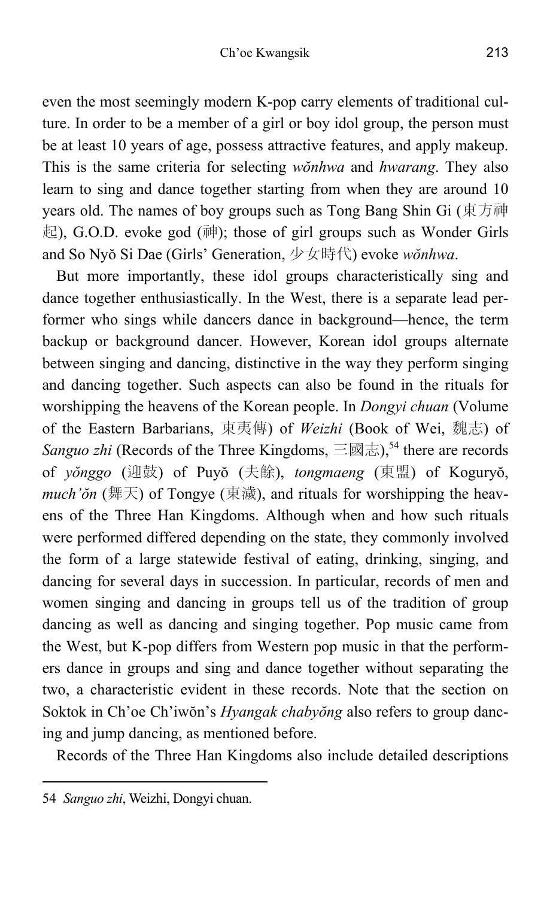even the most seemingly modern K-pop carry elements of traditional culture. In order to be a member of a girl or boy idol group, the person must be at least 10 years of age, possess attractive features, and apply makeup. This is the same criteria for selecting *wŏnhwa* and *hwarang*. They also learn to sing and dance together starting from when they are around 10 years old. The names of boy groups such as Tong Bang Shin Gi (東方神起), G.O.D. evoke god (神); those of girl groups such as Wonder Girls and So Nyŏ Si Dae (Girls' Generation, 少女時代) evoke *wŏnhwa*.

But more importantly, these idol groups characteristically sing and dance together enthusiastically. In the West, there is a separate lead performer who sings while dancers dance in background—hence, the term backup or background dancer. However, Korean idol groups alternate between singing and dancing, distinctive in the way they perform singing and dancing together. Such aspects can also be found in the rituals for worshipping the heavens of the Korean people. In *Dongyi chuan* (Volume of the Eastern Barbarians, 東夷傳) of *Weizhi* (Book of Wei, 魏志) of *Sanguo zhi* (Records of the Three Kingdoms, 三國志),[54] there are records of *yŏnggo* (迎鼓) of Puyŏ (夫餘), *tongmaeng* (東盟) of Koguryŏ, *much'ŏn* (舞天) of Tongye (東濊), and rituals for worshipping the heavens of the Three Han Kingdoms. Although when and how such rituals were performed differed depending on the state, they commonly involved the form of a large statewide festival of eating, drinking, singing, and dancing for several days in succession. In particular, records of men and women singing and dancing in groups tell us of the tradition of group dancing as well as dancing and singing together. Pop music came from the West, but K-pop differs from Western pop music in that the performers dance in groups and sing and dance together without separating the two, a characteristic evident in these records. Note that the section on Soktok in Ch'oe Ch'iwŏn's *Hyangak chabyŏng* also refers to group dancing and jump dancing, as mentioned before.

Records of the Three Han Kingdoms also include detailed descriptions

---

54 *Sanguo zhi*, Weizhi, Dongyi chuan.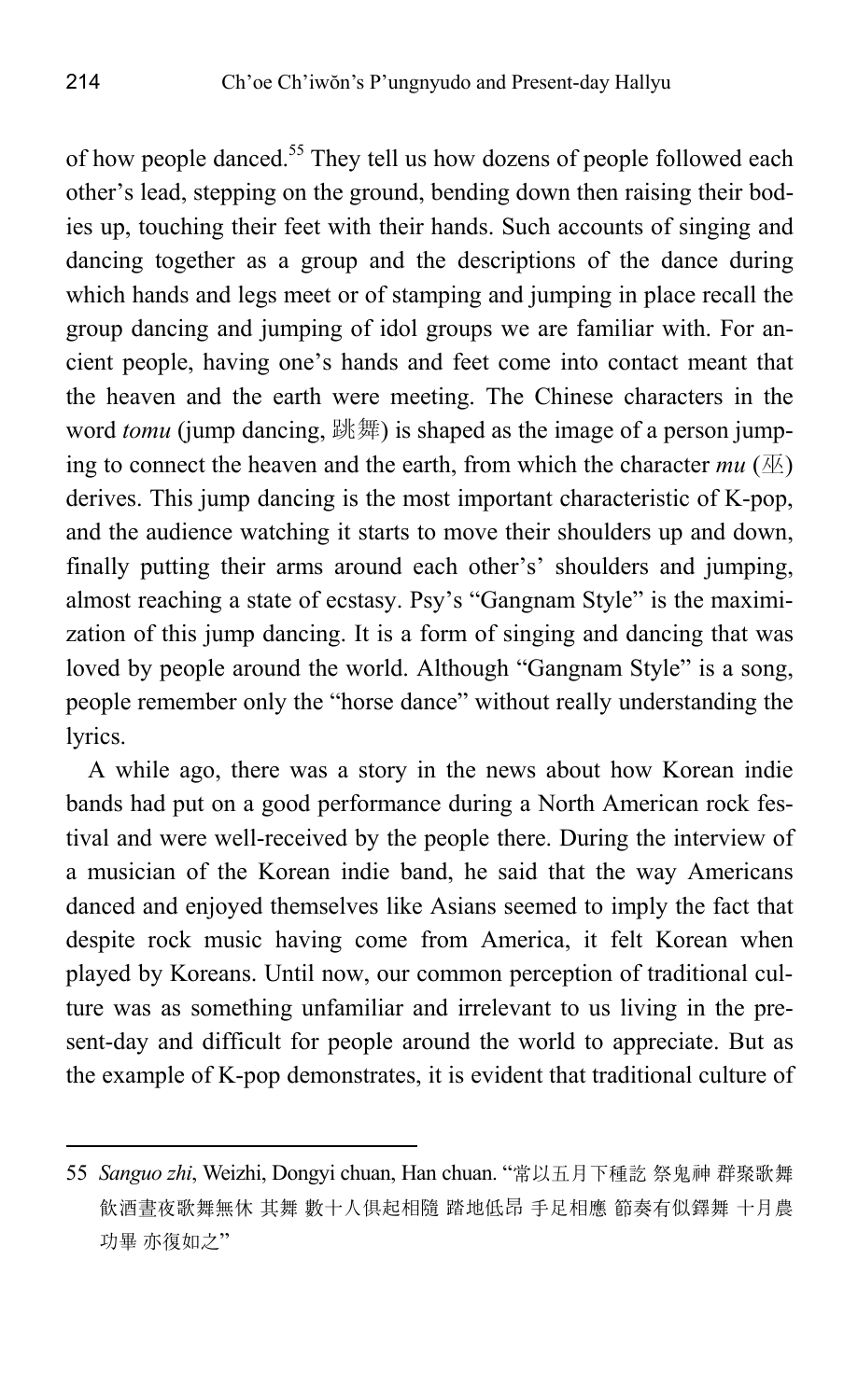of how people danced.[55] They tell us how dozens of people followed each other's lead, stepping on the ground, bending down then raising their bodies up, touching their feet with their hands. Such accounts of singing and dancing together as a group and the descriptions of the dance during which hands and legs meet or of stamping and jumping in place recall the group dancing and jumping of idol groups we are familiar with. For ancient people, having one's hands and feet come into contact meant that the heaven and the earth were meeting. The Chinese characters in the word *tomu* (jump dancing, 跳舞) is shaped as the image of a person jumping to connect the heaven and the earth, from which the character *mu* (巫) derives. This jump dancing is the most important characteristic of K-pop, and the audience watching it starts to move their shoulders up and down, finally putting their arms around each other's' shoulders and jumping, almost reaching a state of ecstasy. Psy's "Gangnam Style" is the maximization of this jump dancing. It is a form of singing and dancing that was loved by people around the world. Although "Gangnam Style" is a song, people remember only the "horse dance" without really understanding the lyrics.

A while ago, there was a story in the news about how Korean indie bands had put on a good performance during a North American rock festival and were well-received by the people there. During the interview of a musician of the Korean indie band, he said that the way Americans danced and enjoyed themselves like Asians seemed to imply the fact that despite rock music having come from America, it felt Korean when played by Koreans. Until now, our common perception of traditional culture was as something unfamiliar and irrelevant to us living in the present-day and difficult for people around the world to appreciate. But as the example of K-pop demonstrates, it is evident that traditional culture of

---

55 *Sanguo zhi*, Weizhi, Dongyi chuan, Han chuan. "常以五月下種訖 祭鬼神 群聚歌舞 飮酒晝夜歌舞無休 其舞 數十人俱起相隨 踏地低昂 手足相應 節奏有似鐸舞 十月農功畢 亦復如之"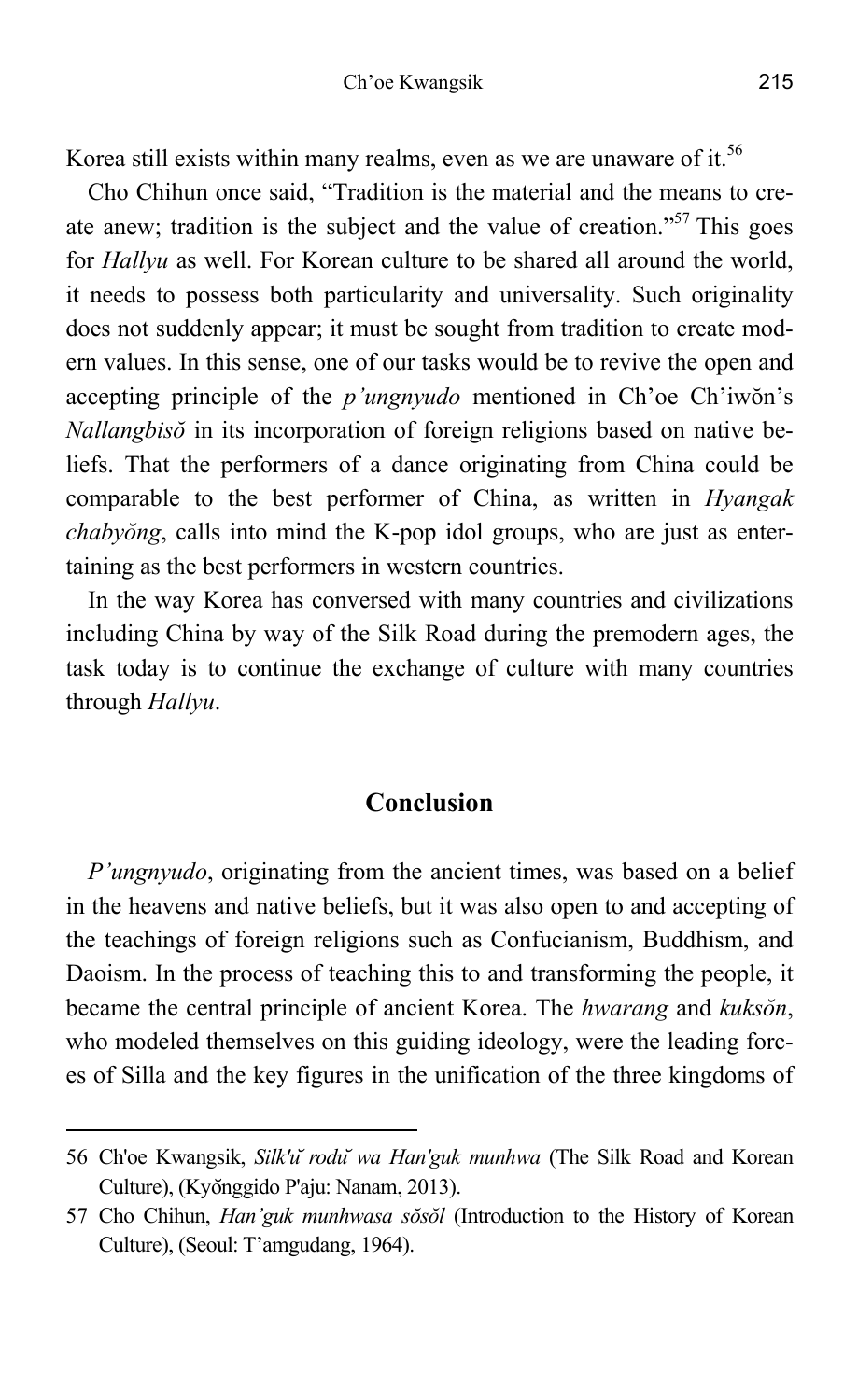Korea still exists within many realms, even as we are unaware of it.[56]

Cho Chihun once said, "Tradition is the material and the means to create anew; tradition is the subject and the value of creation."[57] This goes for *Hallyu* as well. For Korean culture to be shared all around the world, it needs to possess both particularity and universality. Such originality does not suddenly appear; it must be sought from tradition to create modern values. In this sense, one of our tasks would be to revive the open and accepting principle of the *p'ungnyudo* mentioned in Ch'oe Ch'iwŏn's *Nallangbisŏ* in its incorporation of foreign religions based on native beliefs. That the performers of a dance originating from China could be comparable to the best performer of China, as written in *Hyangak chabyŏng*, calls into mind the K-pop idol groups, who are just as entertaining as the best performers in western countries.

In the way Korea has conversed with many countries and civilizations including China by way of the Silk Road during the premodern ages, the task today is to continue the exchange of culture with many countries through *Hallyu*.

## Conclusion

*P'ungnyudo*, originating from the ancient times, was based on a belief in the heavens and native beliefs, but it was also open to and accepting of the teachings of foreign religions such as Confucianism, Buddhism, and Daoism. In the process of teaching this to and transforming the people, it became the central principle of ancient Korea. The *hwarang* and *kuksŏn*, who modeled themselves on this guiding ideology, were the leading forces of Silla and the key figures in the unification of the three kingdoms of

---

56 Ch'oe Kwangsik, *Silk'ŭ rodŭ wa Han'guk munhwa* (The Silk Road and Korean Culture), (Kyŏnggido P'aju: Nanam, 2013).

57 Cho Chihun, *Han'guk munhwasa sŏsŏl* (Introduction to the History of Korean Culture), (Seoul: T'amgudang, 1964).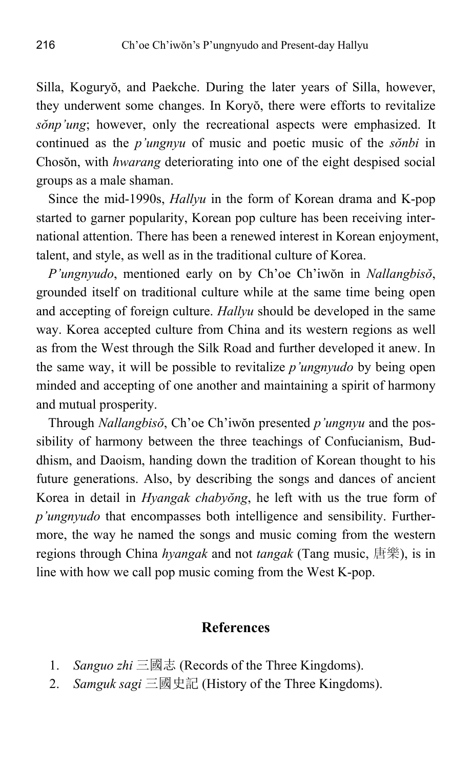Silla, Koguryŏ, and Paekche. During the later years of Silla, however, they underwent some changes. In Koryŏ, there were efforts to revitalize *sŏnp'ung*; however, only the recreational aspects were emphasized. It continued as the *p'ungnyu* of music and poetic music of the *sŏnbi* in Chosŏn, with *hwarang* deteriorating into one of the eight despised social groups as a male shaman.

Since the mid-1990s, *Hallyu* in the form of Korean drama and K-pop started to garner popularity, Korean pop culture has been receiving international attention. There has been a renewed interest in Korean enjoyment, talent, and style, as well as in the traditional culture of Korea.

*P'ungnyudo*, mentioned early on by Ch'oe Ch'iwŏn in *Nallangbisŏ*, grounded itself on traditional culture while at the same time being open and accepting of foreign culture. *Hallyu* should be developed in the same way. Korea accepted culture from China and its western regions as well as from the West through the Silk Road and further developed it anew. In the same way, it will be possible to revitalize *p'ungnyudo* by being open minded and accepting of one another and maintaining a spirit of harmony and mutual prosperity.

Through *Nallangbisŏ*, Ch'oe Ch'iwŏn presented *p'ungnyu* and the possibility of harmony between the three teachings of Confucianism, Buddhism, and Daoism, handing down the tradition of Korean thought to his future generations. Also, by describing the songs and dances of ancient Korea in detail in *Hyangak chabyŏng*, he left with us the true form of *p'ungnyudo* that encompasses both intelligence and sensibility. Furthermore, the way he named the songs and music coming from the western regions through China *hyangak* and not *tangak* (Tang music, 唐樂), is in line with how we call pop music coming from the West K-pop.

## References

1. *Sanguo zhi* 三國志 (Records of the Three Kingdoms).
2. *Samguk sagi* 三國史記 (History of the Three Kingdoms).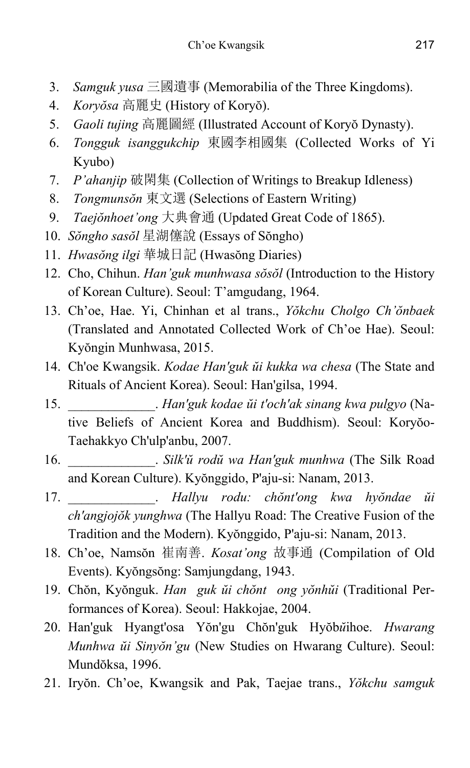3. *Samguk yusa* 三國遺事 (Memorabilia of the Three Kingdoms).
4. *Koryŏsa* 高麗史 (History of Koryŏ).
5. *Gaoli tujing* 高麗圖經 (Illustrated Account of Koryŏ Dynasty).
6. *Tongguk isanggukchip* 東國李相國集 (Collected Works of Yi Kyubo)
7. *P'ahanjip* 破閑集 (Collection of Writings to Breakup Idleness)
8. *Tongmunsŏn* 東文選 (Selections of Eastern Writing)
9. *Taejŏnhoet'ong* 大典會通 (Updated Great Code of 1865).
10. *Sŏngho sasŏl* 星湖僿說 (Essays of Sŏngho)
11. *Hwasŏng ilgi* 華城日記 (Hwasŏng Diaries)
12. Cho, Chihun. *Han'guk munhwasa sŏsŏl* (Introduction to the History of Korean Culture). Seoul: T'amgudang, 1964.
13. Ch'oe, Hae. Yi, Chinhan et al trans., *Yŏkchu Cholgo Ch'ŏnbaek* (Translated and Annotated Collected Work of Ch'oe Hae). Seoul: Kyŏngin Munhwasa, 2015.
14. Ch'oe Kwangsik. *Kodae Han'guk ŭi kukka wa chesa* (The State and Rituals of Ancient Korea). Seoul: Han'gilsa, 1994.
15. ____________. *Han'guk kodae ŭi t'och'ak sinang kwa pulgyo* (Native Beliefs of Ancient Korea and Buddhism). Seoul: Koryŏo-Taehakkyo Ch'ulp'anbu, 2007.
16. ____________. *Silk'ŭ rodŭ wa Han'guk munhwa* (The Silk Road and Korean Culture). Kyŏnggido, P'aju-si: Nanam, 2013.
17. ____________. *Hallyu rodu: chŏnt'ong kwa hyŏndae ŭi ch'angjojŏk yunghwa* (The Hallyu Road: The Creative Fusion of the Tradition and the Modern). Kyŏnggido, P'aju-si: Nanam, 2013.
18. Ch'oe, Namsŏn 崔南善. *Kosat'ong* 故事通 (Compilation of Old Events). Kyŏngsŏng: Samjungdang, 1943.
19. Chŏn, Kyŏnguk. *Han guk ŭi chŏnt ong yŏnhŭi* (Traditional Performances of Korea). Seoul: Hakkojae, 2004.
20. Han'guk Hyangt'osa Yŏn'gu Chŏn'guk Hyŏbŭihoe. *Hwarang Munhwa ŭi Sinyŏn'gu* (New Studies on Hwarang Culture). Seoul: Mundŏksa, 1996.
21. Iryŏn. Ch'oe, Kwangsik and Pak, Taejae trans., *Yŏkchu samguk*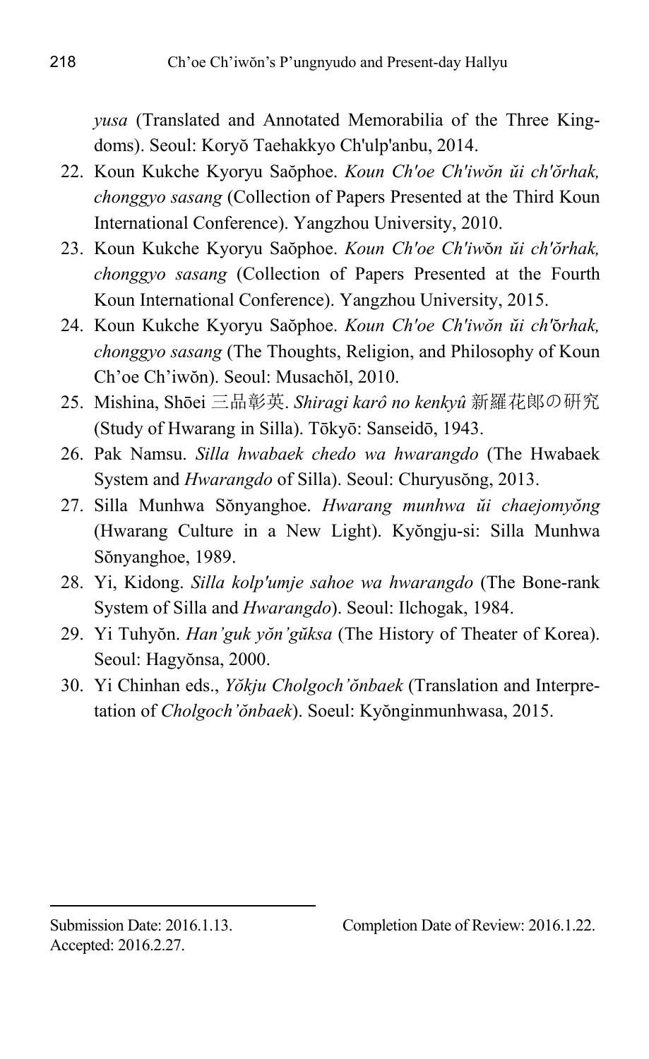*yusa* (Translated and Annotated Memorabilia of the Three Kingdoms). Seoul: Koryŏ Taehakkyo Ch'ulp'anbu, 2014.

22. Koun Kukche Kyoryu Saŏphoe. *Koun Ch'oe Ch'iwŏn ŭi ch'ŏrhak, chonggyo sasang* (Collection of Papers Presented at the Third Koun International Conference). Yangzhou University, 2010.
23. Koun Kukche Kyoryu Saŏphoe. *Koun Ch'oe Ch'iw*ŏ*n ŭi ch'ŏrhak, chonggyo sasang* (Collection of Papers Presented at the Fourth Koun International Conference). Yangzhou University, 2015.
24. Koun Kukche Kyoryu Saŏphoe. *Koun Ch'oe Ch'iwŏn ŭi ch'*ŏ*rhak, chonggyo sasang* (The Thoughts, Religion, and Philosophy of Koun Ch'oe Ch'iwŏn). Seoul: Musachŏl, 2010.
25. Mishina, Shōei 三品彰英. *Shiragi karô no kenkyû* 新羅花郎の研究 (Study of Hwarang in Silla). Tōkyō: Sanseidō, 1943.
26. Pak Namsu. *Silla hwabaek chedo wa hwarangdo* (The Hwabaek System and *Hwarangdo* of Silla). Seoul: Churyusŏng, 2013.
27. Silla Munhwa Sŏnyanghoe. *Hwarang munhwa ŭi chaejomyŏng* (Hwarang Culture in a New Light). Kyŏngju-si: Silla Munhwa Sŏnyanghoe, 1989.
28. Yi, Kidong. *Silla kolp'umje sahoe wa hwarangdo* (The Bone-rank System of Silla and *Hwarangdo*). Seoul: Ilchogak, 1984.
29. Yi Tuhyŏn. *Han'guk yŏn'gŭksa* (The History of Theater of Korea). Seoul: Hagyŏnsa, 2000.
30. Yi Chinhan eds., *Yŏkju Cholgoch'ŏnbaek* (Translation and Interpretation of *Cholgoch'ŏnbaek*). Soeul: Kyŏnginmunhwasa, 2015.

---

Submission Date: 2016.1.13. Completion Date of Review: 2016.1.22.
Accepted: 2016.2.27.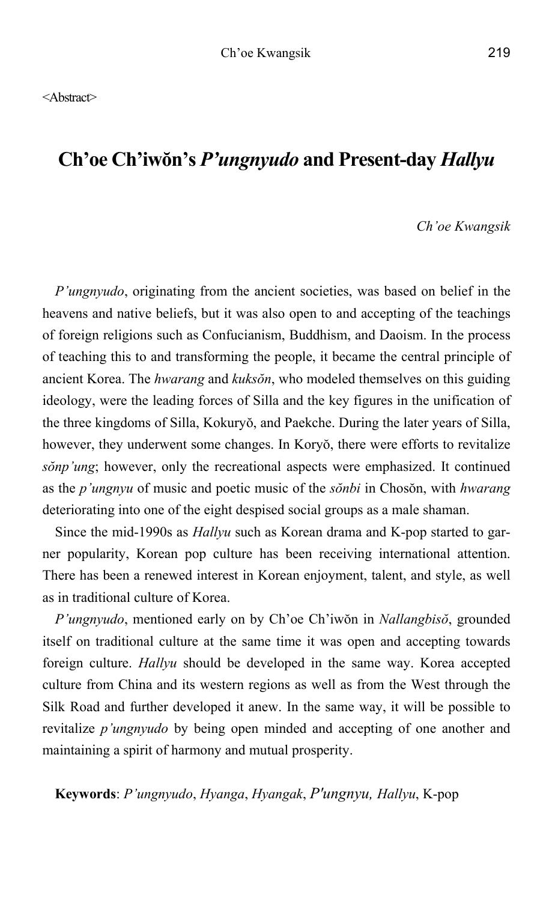<Abstract>

# Ch'oe Ch'iwŏn's *P'ungnyudo* and Present-day *Hallyu*

*Ch'oe Kwangsik*

*P'ungnyudo*, originating from the ancient societies, was based on belief in the heavens and native beliefs, but it was also open to and accepting of the teachings of foreign religions such as Confucianism, Buddhism, and Daoism. In the process of teaching this to and transforming the people, it became the central principle of ancient Korea. The *hwarang* and *kuksŏn*, who modeled themselves on this guiding ideology, were the leading forces of Silla and the key figures in the unification of the three kingdoms of Silla, Kokuryŏ, and Paekche. During the later years of Silla, however, they underwent some changes. In Koryŏ, there were efforts to revitalize *sŏnp'ung*; however, only the recreational aspects were emphasized. It continued as the *p'ungnyu* of music and poetic music of the *sŏnbi* in Chosŏn, with *hwarang* deteriorating into one of the eight despised social groups as a male shaman.

Since the mid-1990s as *Hallyu* such as Korean drama and K-pop started to garner popularity, Korean pop culture has been receiving international attention. There has been a renewed interest in Korean enjoyment, talent, and style, as well as in traditional culture of Korea.

*P'ungnyudo*, mentioned early on by Ch'oe Ch'iwŏn in *Nallangbisŏ*, grounded itself on traditional culture at the same time it was open and accepting towards foreign culture. *Hallyu* should be developed in the same way. Korea accepted culture from China and its western regions as well as from the West through the Silk Road and further developed it anew. In the same way, it will be possible to revitalize *p'ungnyudo* by being open minded and accepting of one another and maintaining a spirit of harmony and mutual prosperity.

**Keywords**: *P'ungnyudo*, *Hyanga*, *Hyangak*, *P'ungnyu, Hallyu*, K-pop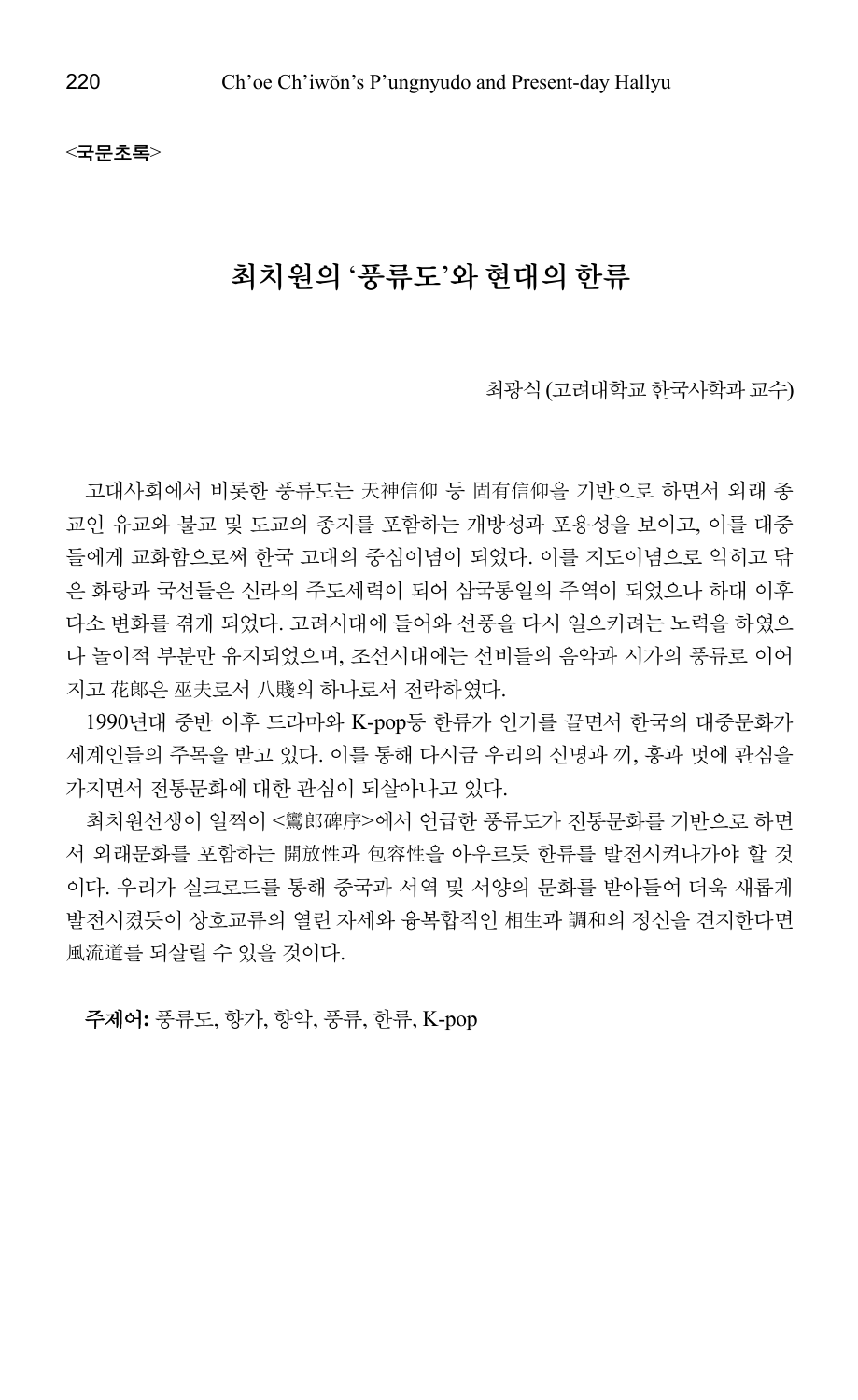<국문초록>

# 최치원의 '풍류도'와 현대의 한류

최광식 (고려대학교 한국사학과 교수)

고대사회에서 비롯한 풍류도는 天神信仰 등 固有信仰을 기반으로 하면서 외래 종교인 유교와 불교 및 도교의 종지를 포함하는 개방성과 포용성을 보이고, 이를 대중들에게 교화함으로써 한국 고대의 중심이념이 되었다. 이를 지도이념으로 익히고 닦은 화랑과 국선들은 신라의 주도세력이 되어 삼국통일의 주역이 되었으나 하대 이후 다소 변화를 겪게 되었다. 고려시대에 들어와 선풍을 다시 일으키려는 노력을 하였으나 놀이적 부분만 유지되었으며, 조선시대에는 선비들의 음악과 시가의 풍류로 이어지고 花郎은 巫夫로서 八賤의 하나로서 전락하였다.

1990년대 중반 이후 드라마와 K-pop등 한류가 인기를 끌면서 한국의 대중문화가 세계인들의 주목을 받고 있다. 이를 통해 다시금 우리의 신명과 끼, 흥과 멋에 관심을 가지면서 전통문화에 대한 관심이 되살아나고 있다.

최치원선생이 일찍이 <鸞郎碑序>에서 언급한 풍류도가 전통문화를 기반으로 하면서 외래문화를 포함하는 開放性과 包容性을 아우르듯 한류를 발전시켜나가야 할 것이다. 우리가 실크로드를 통해 중국과 서역 및 서양의 문화를 받아들여 더욱 새롭게 발전시켰듯이 상호교류의 열린 자세와 융복합적인 相生과 調和의 정신을 견지한다면 風流道를 되살릴 수 있을 것이다.

**주제어:** 풍류도, 향가, 향악, 풍류, 한류, K-pop